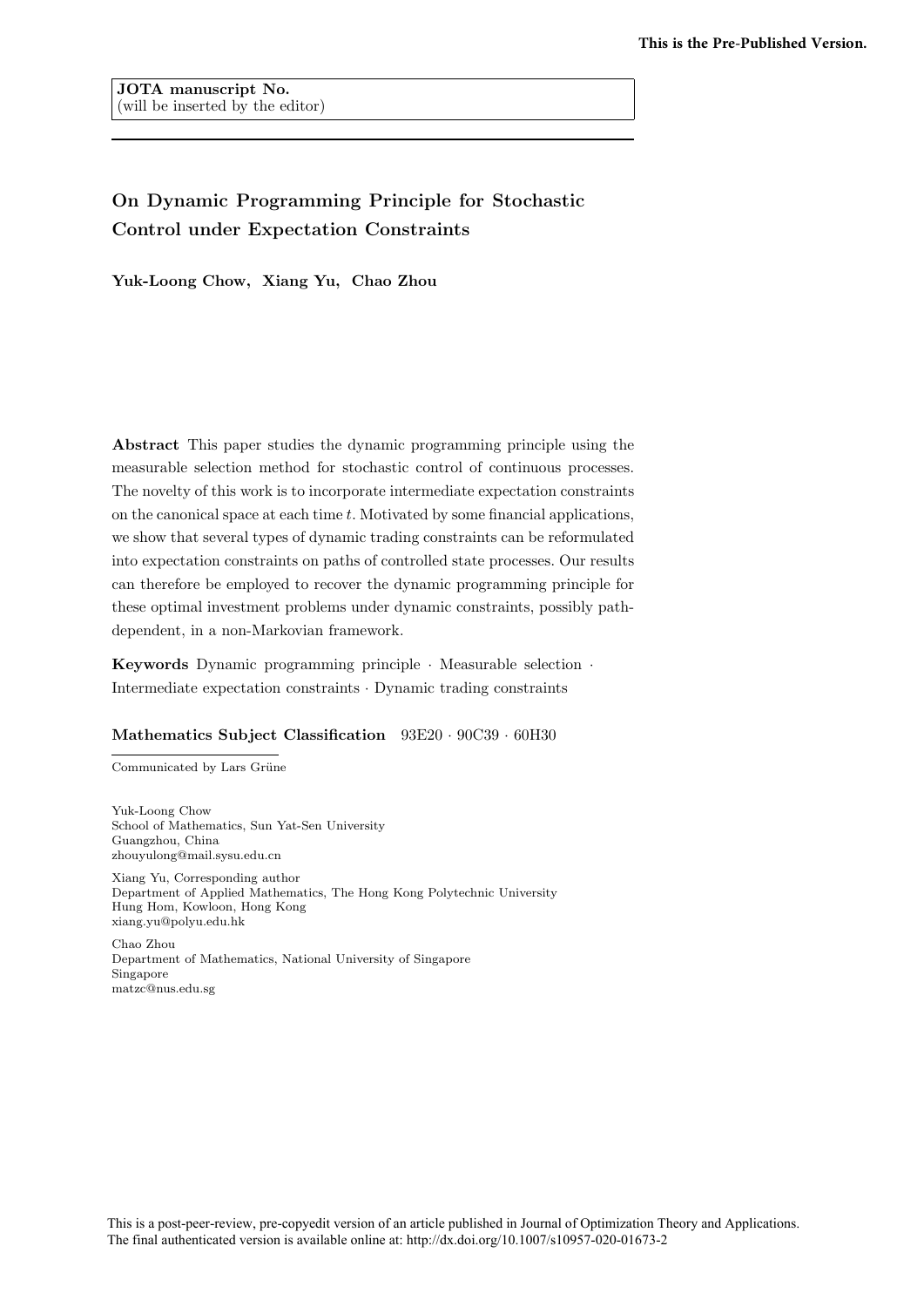This is the Pre-Published Version.

**JOTA manuscript No.**
(will be inserted by the editor)

# On Dynamic Programming Principle for Stochastic Control under Expectation Constraints

**Yuk-Loong Chow, Xiang Yu, Chao Zhou**

**Abstract** This paper studies the dynamic programming principle using the measurable selection method for stochastic control of continuous processes. The novelty of this work is to incorporate intermediate expectation constraints on the canonical space at each time $t$. Motivated by some financial applications, we show that several types of dynamic trading constraints can be reformulated into expectation constraints on paths of controlled state processes. Our results can therefore be employed to recover the dynamic programming principle for these optimal investment problems under dynamic constraints, possibly path-dependent, in a non-Markovian framework.

**Keywords** Dynamic programming principle · Measurable selection · Intermediate expectation constraints · Dynamic trading constraints

**Mathematics Subject Classification** 93E20 · 90C39 · 60H30

Communicated by Lars Grüne

Yuk-Loong Chow
School of Mathematics, Sun Yat-Sen University
Guangzhou, China
zhouyulong@mail.sysu.edu.cn

Xiang Yu, Corresponding author
Department of Applied Mathematics, The Hong Kong Polytechnic University
Hung Hom, Kowloon, Hong Kong
xiang.yu@polyu.edu.hk

Chao Zhou
Department of Mathematics, National University of Singapore
Singapore
matzc@nus.edu.sg

This is a post-peer-review, pre-copyedit version of an article published in Journal of Optimization Theory and Applications. The final authenticated version is available online at: http://dx.doi.org/10.1007/s10957-020-01673-2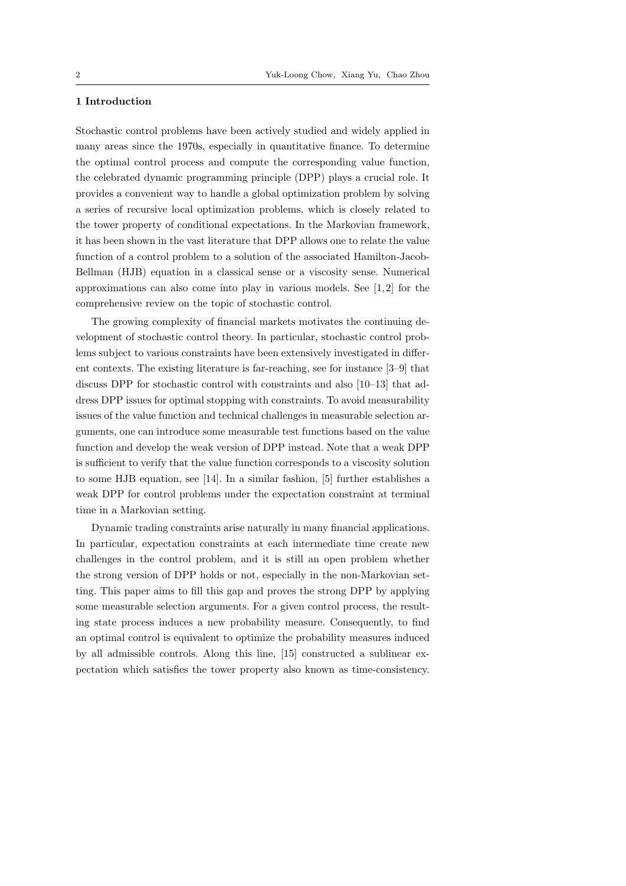## 1 Introduction

Stochastic control problems have been actively studied and widely applied in many areas since the 1970s, especially in quantitative finance. To determine the optimal control process and compute the corresponding value function, the celebrated dynamic programming principle (DPP) plays a crucial role. It provides a convenient way to handle a global optimization problem by solving a series of recursive local optimization problems, which is closely related to the tower property of conditional expectations. In the Markovian framework, it has been shown in the vast literature that DPP allows one to relate the value function of a control problem to a solution of the associated Hamilton-Jacob-Bellman (HJB) equation in a classical sense or a viscosity sense. Numerical approximations can also come into play in various models. See [1,2] for the comprehensive review on the topic of stochastic control.

The growing complexity of financial markets motivates the continuing development of stochastic control theory. In particular, stochastic control problems subject to various constraints have been extensively investigated in different contexts. The existing literature is far-reaching, see for instance [3–9] that discuss DPP for stochastic control with constraints and also [10–13] that address DPP issues for optimal stopping with constraints. To avoid measurability issues of the value function and technical challenges in measurable selection arguments, one can introduce some measurable test functions based on the value function and develop the weak version of DPP instead. Note that a weak DPP is sufficient to verify that the value function corresponds to a viscosity solution to some HJB equation, see [14]. In a similar fashion, [5] further establishes a weak DPP for control problems under the expectation constraint at terminal time in a Markovian setting.

Dynamic trading constraints arise naturally in many financial applications. In particular, expectation constraints at each intermediate time create new challenges in the control problem, and it is still an open problem whether the strong version of DPP holds or not, especially in the non-Markovian setting. This paper aims to fill this gap and proves the strong DPP by applying some measurable selection arguments. For a given control process, the resulting state process induces a new probability measure. Consequently, to find an optimal control is equivalent to optimize the probability measures induced by all admissible controls. Along this line, [15] constructed a sublinear expectation which satisfies the tower property also known as time-consistency.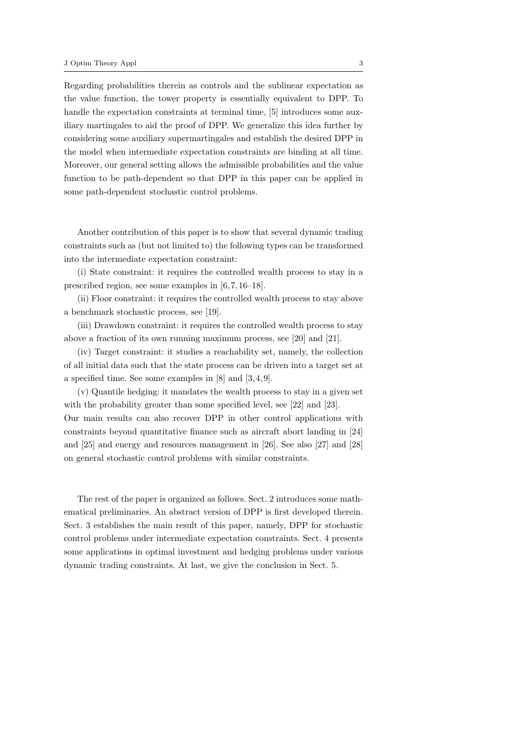Regarding probabilities therein as controls and the sublinear expectation as the value function, the tower property is essentially equivalent to DPP. To handle the expectation constraints at terminal time, [5] introduces some auxiliary martingales to aid the proof of DPP. We generalize this idea further by considering some auxiliary supermartingales and establish the desired DPP in the model when intermediate expectation constraints are binding at all time. Moreover, our general setting allows the admissible probabilities and the value function to be path-dependent so that DPP in this paper can be applied in some path-dependent stochastic control problems.

Another contribution of this paper is to show that several dynamic trading constraints such as (but not limited to) the following types can be transformed into the intermediate expectation constraint:

(i) State constraint: it requires the controlled wealth process to stay in a prescribed region, see some examples in [6, 7, 16–18].

(ii) Floor constraint: it requires the controlled wealth process to stay above a benchmark stochastic process, see [19].

(iii) Drawdown constraint: it requires the controlled wealth process to stay above a fraction of its own running maximum process, see [20] and [21].

(iv) Target constraint: it studies a reachability set, namely, the collection of all initial data such that the state process can be driven into a target set at a specified time. See some examples in [8] and [3, 4, 9].

(v) Quantile hedging: it mandates the wealth process to stay in a given set with the probability greater than some specified level, see [22] and [23].

Our main results can also recover DPP in other control applications with constraints beyond quantitative finance such as aircraft abort landing in [24] and [25] and energy and resources management in [26]. See also [27] and [28] on general stochastic control problems with similar constraints.

The rest of the paper is organized as follows. Sect. 2 introduces some mathematical preliminaries. An abstract version of DPP is first developed therein. Sect. 3 establishes the main result of this paper, namely, DPP for stochastic control problems under intermediate expectation constraints. Sect. 4 presents some applications in optimal investment and hedging problems under various dynamic trading constraints. At last, we give the conclusion in Sect. 5.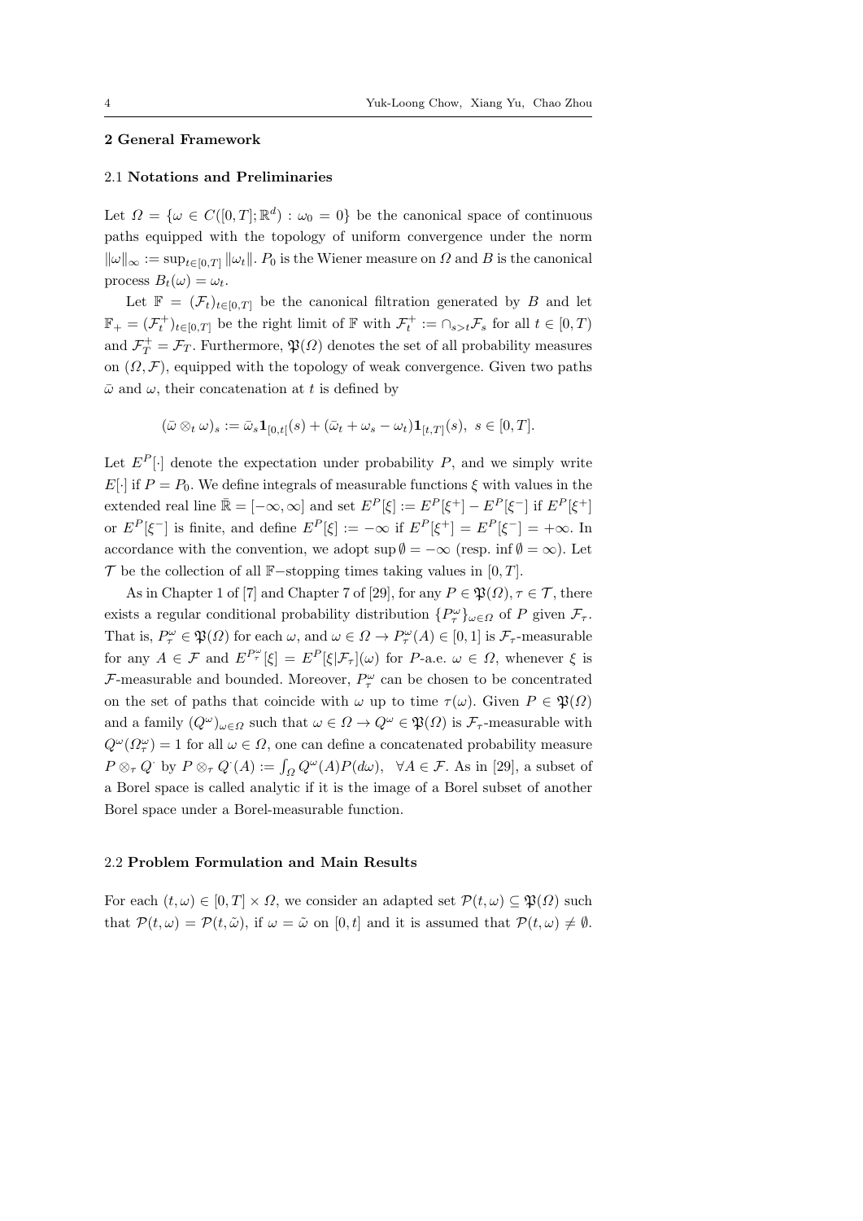## 2 General Framework

### 2.1 Notations and Preliminaries

Let $\Omega = \{\omega \in C([0,T];\mathbb{R}^d) : \omega_0 = 0\}$ be the canonical space of continuous paths equipped with the topology of uniform convergence under the norm $\|\omega\|_\infty := \sup_{t\in[0,T]} \|\omega_t\|$. $P_0$ is the Wiener measure on $\Omega$ and $B$ is the canonical process $B_t(\omega) = \omega_t$.

Let $\mathbb{F} = (\mathcal{F}_t)_{t\in[0,T]}$ be the canonical filtration generated by $B$ and let $\mathbb{F}_+ = (\mathcal{F}_t^+)_{t\in[0,T]}$ be the right limit of $\mathbb{F}$ with $\mathcal{F}_t^+ := \cap_{s>t}\mathcal{F}_s$ for all $t \in [0,T)$ and $\mathcal{F}_T^+ = \mathcal{F}_T$. Furthermore, $\mathfrak{P}(\Omega)$ denotes the set of all probability measures on $(\Omega, \mathcal{F})$, equipped with the topology of weak convergence. Given two paths $\bar{\omega}$ and $\omega$, their concatenation at $t$ is defined by

$$(\bar{\omega} \otimes_t \omega)_s := \bar{\omega}_s \mathbf{1}_{[0,t[}(s) + (\bar{\omega}_t + \omega_s - \omega_t)\mathbf{1}_{[t,T]}(s), \;\; s \in [0,T].$$

Let $E^P[\cdot]$ denote the expectation under probability $P$, and we simply write $E[\cdot]$ if $P = P_0$. We define integrals of measurable functions $\xi$ with values in the extended real line $\bar{\mathbb{R}} = [-\infty, \infty]$ and set $E^P[\xi] := E^P[\xi^+] - E^P[\xi^-]$ if $E^P[\xi^+]$ or $E^P[\xi^-]$ is finite, and define $E^P[\xi] := -\infty$ if $E^P[\xi^+] = E^P[\xi^-] = +\infty$. In accordance with the convention, we adopt $\sup \emptyset = -\infty$ (resp. $\inf \emptyset = \infty$). Let $\mathcal{T}$ be the collection of all $\mathbb{F}-$stopping times taking values in $[0,T]$.

As in Chapter 1 of [7] and Chapter 7 of [29], for any $P \in \mathfrak{P}(\Omega), \tau \in \mathcal{T}$, there exists a regular conditional probability distribution $\{P_\tau^\omega\}_{\omega\in\Omega}$ of $P$ given $\mathcal{F}_\tau$. That is, $P_\tau^\omega \in \mathfrak{P}(\Omega)$ for each $\omega$, and $\omega \in \Omega \to P_\tau^\omega(A) \in [0,1]$ is $\mathcal{F}_\tau$-measurable for any $A \in \mathcal{F}$ and $E^{P_\tau^\omega}[\xi] = E^P[\xi|\mathcal{F}_\tau](\omega)$ for $P$-a.e. $\omega \in \Omega$, whenever $\xi$ is $\mathcal{F}$-measurable and bounded. Moreover, $P_\tau^\omega$ can be chosen to be concentrated on the set of paths that coincide with $\omega$ up to time $\tau(\omega)$. Given $P \in \mathfrak{P}(\Omega)$ and a family $(Q^\omega)_{\omega\in\Omega}$ such that $\omega \in \Omega \to Q^\omega \in \mathfrak{P}(\Omega)$ is $\mathcal{F}_\tau$-measurable with $Q^\omega(\Omega_\tau^\omega) = 1$ for all $\omega \in \Omega$, one can define a concatenated probability measure $P \otimes_\tau Q^\cdot$ by $P \otimes_\tau Q^\cdot(A) := \int_\Omega Q^\omega(A)P(d\omega), \;\; \forall A \in \mathcal{F}$. As in [29], a subset of a Borel space is called analytic if it is the image of a Borel subset of another Borel space under a Borel-measurable function.

### 2.2 Problem Formulation and Main Results

For each $(t,\omega) \in [0,T] \times \Omega$, we consider an adapted set $\mathcal{P}(t,\omega) \subseteq \mathfrak{P}(\Omega)$ such that $\mathcal{P}(t,\omega) = \mathcal{P}(t,\tilde{\omega})$, if $\omega = \tilde{\omega}$ on $[0,t]$ and it is assumed that $\mathcal{P}(t,\omega) \neq \emptyset$.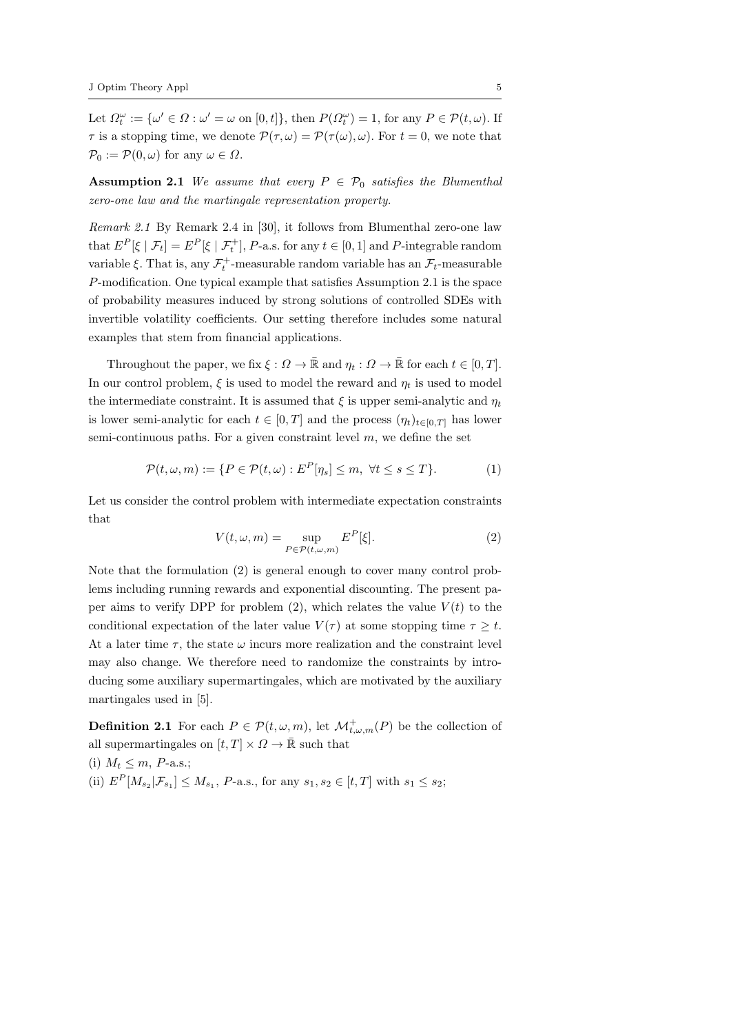Let $\Omega_t^\omega := \{\omega' \in \Omega : \omega' = \omega \text{ on } [0,t]\}$, then $P(\Omega_t^\omega) = 1$, for any $P \in \mathcal{P}(t,\omega)$. If $\tau$ is a stopping time, we denote $\mathcal{P}(\tau,\omega) = \mathcal{P}(\tau(\omega),\omega)$. For $t = 0$, we note that $\mathcal{P}_0 := \mathcal{P}(0,\omega)$ for any $\omega \in \Omega$.

**Assumption 2.1** *We assume that every $P \in \mathcal{P}_0$ satisfies the Blumenthal zero-one law and the martingale representation property.*

*Remark 2.1* By Remark 2.4 in [30], it follows from Blumenthal zero-one law that $E^P[\xi \mid \mathcal{F}_t] = E^P[\xi \mid \mathcal{F}_t^+]$, $P$-a.s. for any $t \in [0,1]$ and $P$-integrable random variable $\xi$. That is, any $\mathcal{F}_t^+$-measurable random variable has an $\mathcal{F}_t$-measurable $P$-modification. One typical example that satisfies Assumption 2.1 is the space of probability measures induced by strong solutions of controlled SDEs with invertible volatility coefficients. Our setting therefore includes some natural examples that stem from financial applications.

Throughout the paper, we fix $\xi : \Omega \to \bar{\mathbb{R}}$ and $\eta_t : \Omega \to \bar{\mathbb{R}}$ for each $t \in [0,T]$. In our control problem, $\xi$ is used to model the reward and $\eta_t$ is used to model the intermediate constraint. It is assumed that $\xi$ is upper semi-analytic and $\eta_t$ is lower semi-analytic for each $t \in [0,T]$ and the process $(\eta_t)_{t\in[0,T]}$ has lower semi-continuous paths. For a given constraint level $m$, we define the set

$$\mathcal{P}(t,\omega,m) := \{P \in \mathcal{P}(t,\omega) : E^P[\eta_s] \le m,\ \forall t \le s \le T\}. \tag{1}$$

Let us consider the control problem with intermediate expectation constraints that

$$V(t,\omega,m) = \sup_{P \in \mathcal{P}(t,\omega,m)} E^P[\xi]. \tag{2}$$

Note that the formulation (2) is general enough to cover many control problems including running rewards and exponential discounting. The present paper aims to verify DPP for problem (2), which relates the value $V(t)$ to the conditional expectation of the later value $V(\tau)$ at some stopping time $\tau \ge t$. At a later time $\tau$, the state $\omega$ incurs more realization and the constraint level may also change. We therefore need to randomize the constraints by introducing some auxiliary supermartingales, which are motivated by the auxiliary martingales used in [5].

**Definition 2.1** For each $P \in \mathcal{P}(t,\omega,m)$, let $\mathcal{M}_{t,\omega,m}^+(P)$ be the collection of all supermartingales on $[t,T] \times \Omega \to \bar{\mathbb{R}}$ such that

(i) $M_t \le m$, $P$-a.s.;

(ii) $E^P[M_{s_2} | \mathcal{F}_{s_1}] \le M_{s_1}$, $P$-a.s., for any $s_1, s_2 \in [t,T]$ with $s_1 \le s_2$;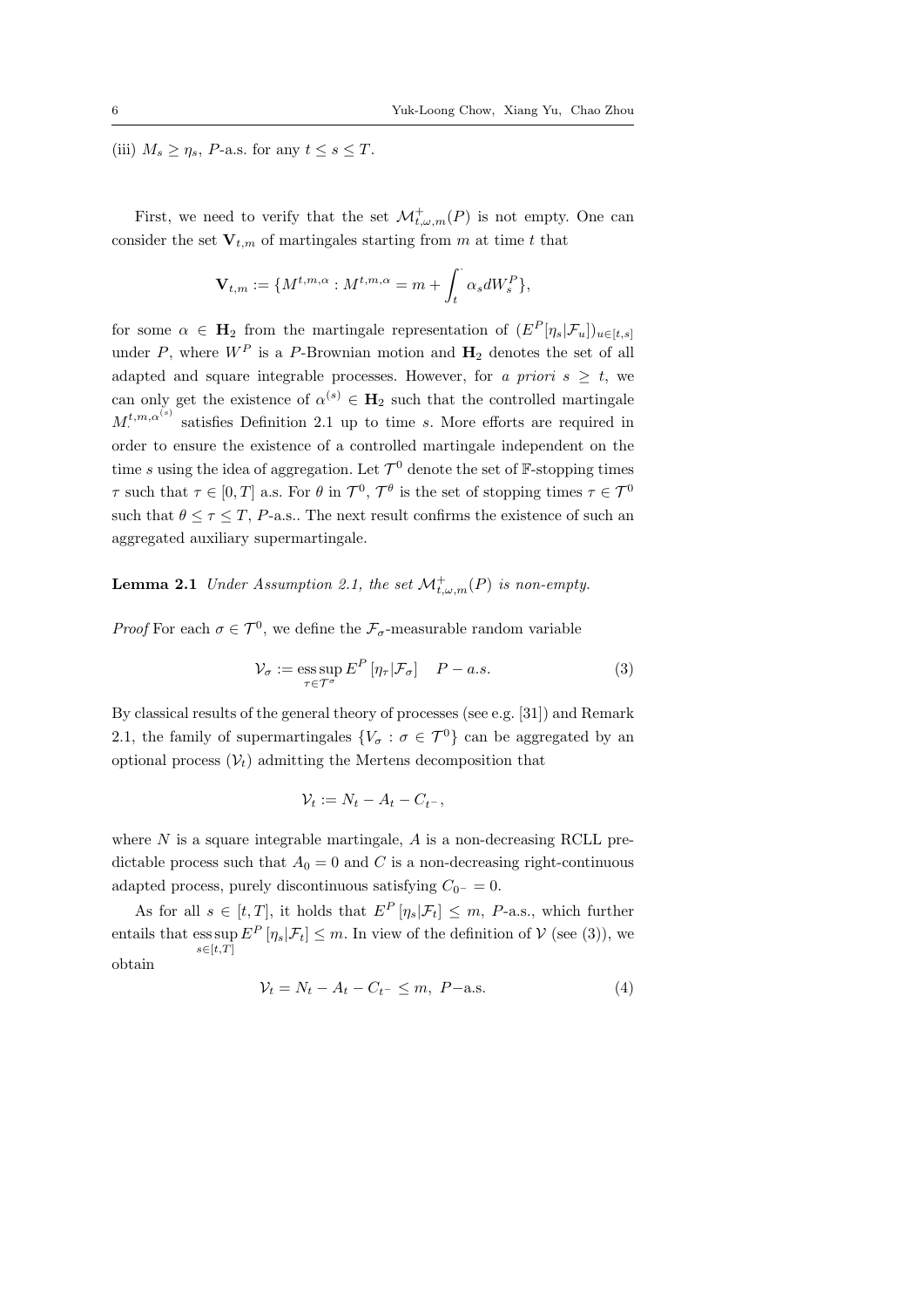(iii) $M_s \geq \eta_s$, $P$-a.s. for any $t \leq s \leq T$.

First, we need to verify that the set $\mathcal{M}^+_{t,\omega,m}(P)$ is not empty. One can consider the set $\mathbf{V}_{t,m}$ of martingales starting from $m$ at time $t$ that

$$\mathbf{V}_{t,m} := \{M^{t,m,\alpha} : M^{t,m,\alpha} = m + \int_t^{\cdot} \alpha_s dW_s^P\},$$

for some $\alpha \in \mathbf{H}_2$ from the martingale representation of $(E^P[\eta_s|\mathcal{F}_u])_{u\in[t,s]}$ under $P$, where $W^P$ is a $P$-Brownian motion and $\mathbf{H}_2$ denotes the set of all adapted and square integrable processes. However, for *a priori* $s \geq t$, we can only get the existence of $\alpha^{(s)} \in \mathbf{H}_2$ such that the controlled martingale $M^{t,m,\alpha^{(s)}}_{\cdot}$ satisfies Definition 2.1 up to time $s$. More efforts are required in order to ensure the existence of a controlled martingale independent on the time $s$ using the idea of aggregation. Let $\mathcal{T}^0$ denote the set of $\mathbb{F}$-stopping times $\tau$ such that $\tau \in [0,T]$ a.s. For $\theta$ in $\mathcal{T}^0$, $\mathcal{T}^\theta$ is the set of stopping times $\tau \in \mathcal{T}^0$ such that $\theta \leq \tau \leq T$, $P$-a.s.. The next result confirms the existence of such an aggregated auxiliary supermartingale.

**Lemma 2.1** *Under Assumption 2.1, the set $\mathcal{M}^+_{t,\omega,m}(P)$ is non-empty.*

*Proof* For each $\sigma \in \mathcal{T}^0$, we define the $\mathcal{F}_\sigma$-measurable random variable

$$\mathcal{V}_\sigma := \operatorname*{ess\,sup}_{\tau\in\mathcal{T}^\sigma} E^P\left[\eta_\tau|\mathcal{F}_\sigma\right] \quad P-a.s. \tag{3}$$

By classical results of the general theory of processes (see e.g. [31]) and Remark 2.1, the family of supermartingales $\{V_\sigma : \sigma \in \mathcal{T}^0\}$ can be aggregated by an optional process $(\mathcal{V}_t)$ admitting the Mertens decomposition that

$$\mathcal{V}_t := N_t - A_t - C_{t^-},$$

where $N$ is a square integrable martingale, $A$ is a non-decreasing RCLL predictable process such that $A_0 = 0$ and $C$ is a non-decreasing right-continuous adapted process, purely discontinuous satisfying $C_{0^-} = 0$.

As for all $s \in [t,T]$, it holds that $E^P\left[\eta_s|\mathcal{F}_t\right] \leq m$, $P$-a.s., which further entails that $\operatorname*{ess\,sup}_{s\in[t,T]} E^P\left[\eta_s|\mathcal{F}_t\right] \leq m$. In view of the definition of $\mathcal{V}$ (see (3)), we obtain

$$\mathcal{V}_t = N_t - A_t - C_{t^-} \leq m,\ P\text{-a.s.} \tag{4}$$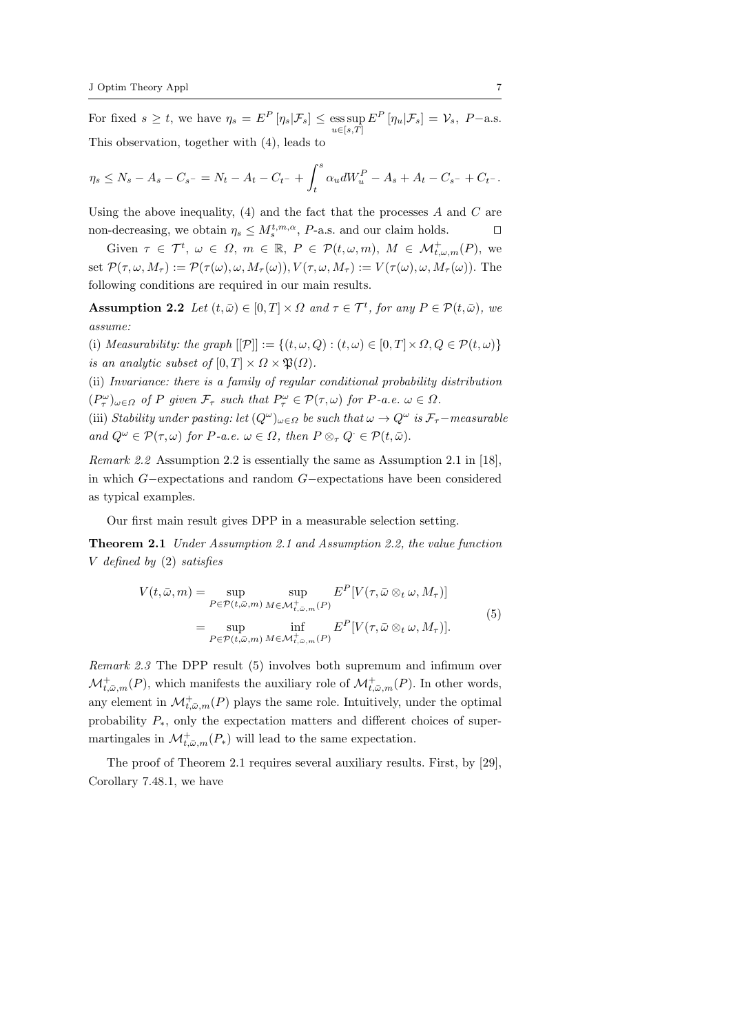For fixed $s \geq t$, we have $\eta_s = E^P[\eta_s|\mathcal{F}_s] \leq \operatorname*{ess\,sup}_{u\in[s,T]} E^P[\eta_u|\mathcal{F}_s] = \mathcal{V}_s$, $P-$a.s. This observation, together with (4), leads to

$$\eta_s \leq N_s - A_s - C_{s^-} = N_t - A_t - C_{t^-} + \int_t^s \alpha_u dW_u^P - A_s + A_t - C_{s^-} + C_{t^-}.$$

Using the above inequality, (4) and the fact that the processes $A$ and $C$ are non-decreasing, we obtain $\eta_s \leq M_s^{t,m,\alpha}$, $P$-a.s. and our claim holds. ◻

Given $\tau \in \mathcal{T}^t$, $\omega \in \Omega$, $m \in \mathbb{R}$, $P \in \mathcal{P}(t,\omega,m)$, $M \in \mathcal{M}^+_{t,\omega,m}(P)$, we set $\mathcal{P}(\tau,\omega,M_\tau) := \mathcal{P}(\tau(\omega),\omega,M_\tau(\omega)), V(\tau,\omega,M_\tau) := V(\tau(\omega),\omega,M_\tau(\omega))$. The following conditions are required in our main results.

**Assumption 2.2** *Let $(t,\bar{\omega}) \in [0,T]\times\Omega$ and $\tau \in \mathcal{T}^t$, for any $P \in \mathcal{P}(t,\bar{\omega})$, we assume:*

(i) *Measurability: the graph $[[\mathcal{P}]] := \{(t,\omega,Q) : (t,\omega) \in [0,T]\times\Omega, Q \in \mathcal{P}(t,\omega)\}$ is an analytic subset of $[0,T]\times\Omega\times\mathfrak{P}(\Omega)$.*

(ii) *Invariance: there is a family of regular conditional probability distribution $(P^\omega_\tau)_{\omega\in\Omega}$ of $P$ given $\mathcal{F}_\tau$ such that $P^\omega_\tau \in \mathcal{P}(\tau,\omega)$ for $P$-a.e. $\omega \in \Omega$.*

(iii) *Stability under pasting: let $(Q^\omega)_{\omega\in\Omega}$ be such that $\omega \to Q^\omega$ is $\mathcal{F}_\tau-$measurable and $Q^\omega \in \mathcal{P}(\tau,\omega)$ for $P$-a.e. $\omega \in \Omega$, then $P \otimes_\tau Q^\cdot \in \mathcal{P}(t,\bar{\omega})$.*

*Remark 2.2* Assumption 2.2 is essentially the same as Assumption 2.1 in [18], in which $G-$expectations and random $G-$expectations have been considered as typical examples.

Our first main result gives DPP in a measurable selection setting.

**Theorem 2.1** *Under Assumption 2.1 and Assumption 2.2, the value function $V$ defined by (2) satisfies*

$$\begin{aligned} V(t,\bar{\omega},m) &= \sup_{P\in\mathcal{P}(t,\bar{\omega},m)} \sup_{M\in\mathcal{M}^+_{t,\bar{\omega},m}(P)} E^P[V(\tau,\bar{\omega}\otimes_t\omega,M_\tau)] \\ &= \sup_{P\in\mathcal{P}(t,\bar{\omega},m)} \inf_{M\in\mathcal{M}^+_{t,\bar{\omega},m}(P)} E^P[V(\tau,\bar{\omega}\otimes_t\omega,M_\tau)]. \end{aligned} \tag{5}$$

*Remark 2.3* The DPP result (5) involves both supremum and infimum over $\mathcal{M}^+_{t,\bar{\omega},m}(P)$, which manifests the auxiliary role of $\mathcal{M}^+_{t,\bar{\omega},m}(P)$. In other words, any element in $\mathcal{M}^+_{t,\bar{\omega},m}(P)$ plays the same role. Intuitively, under the optimal probability $P_*$, only the expectation matters and different choices of supermartingales in $\mathcal{M}^+_{t,\bar{\omega},m}(P_*)$ will lead to the same expectation.

The proof of Theorem 2.1 requires several auxiliary results. First, by [29], Corollary 7.48.1, we have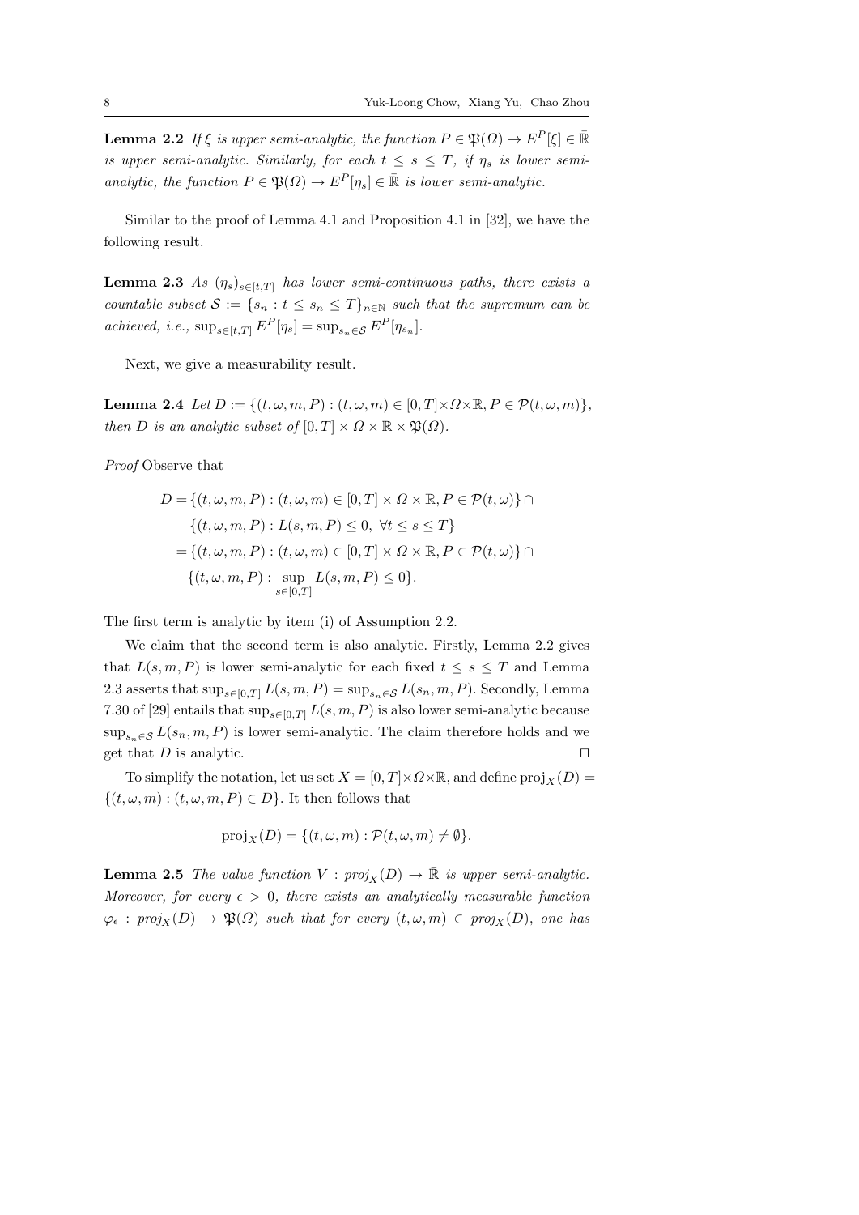**Lemma 2.2** *If $\xi$ is upper semi-analytic, the function $P \in \mathfrak{P}(\Omega) \to E^P[\xi] \in \bar{\mathbb{R}}$ is upper semi-analytic. Similarly, for each $t \leq s \leq T$, if $\eta_s$ is lower semi-analytic, the function $P \in \mathfrak{P}(\Omega) \to E^P[\eta_s] \in \bar{\mathbb{R}}$ is lower semi-analytic.*

Similar to the proof of Lemma 4.1 and Proposition 4.1 in [32], we have the following result.

**Lemma 2.3** *As $(\eta_s)_{s\in[t,T]}$ has lower semi-continuous paths, there exists a countable subset $\mathcal{S} := \{s_n : t \leq s_n \leq T\}_{n\in\mathbb{N}}$ such that the supremum can be achieved, i.e., $\sup_{s\in[t,T]} E^P[\eta_s] = \sup_{s_n\in\mathcal{S}} E^P[\eta_{s_n}]$.*

Next, we give a measurability result.

**Lemma 2.4** *Let $D := \{(t, \omega, m, P) : (t, \omega, m) \in [0, T]\times\Omega\times\mathbb{R}, P \in \mathcal{P}(t, \omega, m)\}$, then $D$ is an analytic subset of $[0, T] \times \Omega \times \mathbb{R} \times \mathfrak{P}(\Omega)$.*

*Proof* Observe that

$$
\begin{aligned}
D =& \{(t, \omega, m, P) : (t, \omega, m) \in [0, T] \times \Omega \times \mathbb{R}, P \in \mathcal{P}(t, \omega)\} \cap \\
& \{(t, \omega, m, P) : L(s, m, P) \leq 0, \ \forall t \leq s \leq T\} \\
=& \{(t, \omega, m, P) : (t, \omega, m) \in [0, T] \times \Omega \times \mathbb{R}, P \in \mathcal{P}(t, \omega)\} \cap \\
& \{(t, \omega, m, P) : \sup_{s\in[0,T]} L(s, m, P) \leq 0\}.
\end{aligned}
$$

The first term is analytic by item (i) of Assumption 2.2.

We claim that the second term is also analytic. Firstly, Lemma 2.2 gives that $L(s, m, P)$ is lower semi-analytic for each fixed $t \leq s \leq T$ and Lemma 2.3 asserts that $\sup_{s\in[0,T]} L(s, m, P) = \sup_{s_n\in\mathcal{S}} L(s_n, m, P)$. Secondly, Lemma 7.30 of [29] entails that $\sup_{s\in[0,T]} L(s, m, P)$ is also lower semi-analytic because $\sup_{s_n\in\mathcal{S}} L(s_n, m, P)$ is lower semi-analytic. The claim therefore holds and we get that $D$ is analytic. $\square$

To simplify the notation, let us set $X = [0, T]\times\Omega\times\mathbb{R}$, and define $\mathrm{proj}_X(D) = \{(t, \omega, m) : (t, \omega, m, P) \in D\}$. It then follows that

$$
\mathrm{proj}_X(D) = \{(t, \omega, m) : \mathcal{P}(t, \omega, m) \neq \emptyset\}.
$$

**Lemma 2.5** *The value function $V : \mathrm{proj}_X(D) \to \bar{\mathbb{R}}$ is upper semi-analytic. Moreover, for every $\epsilon > 0$, there exists an analytically measurable function $\varphi_\epsilon : \mathrm{proj}_X(D) \to \mathfrak{P}(\Omega)$ such that for every $(t, \omega, m) \in \mathrm{proj}_X(D)$, one has*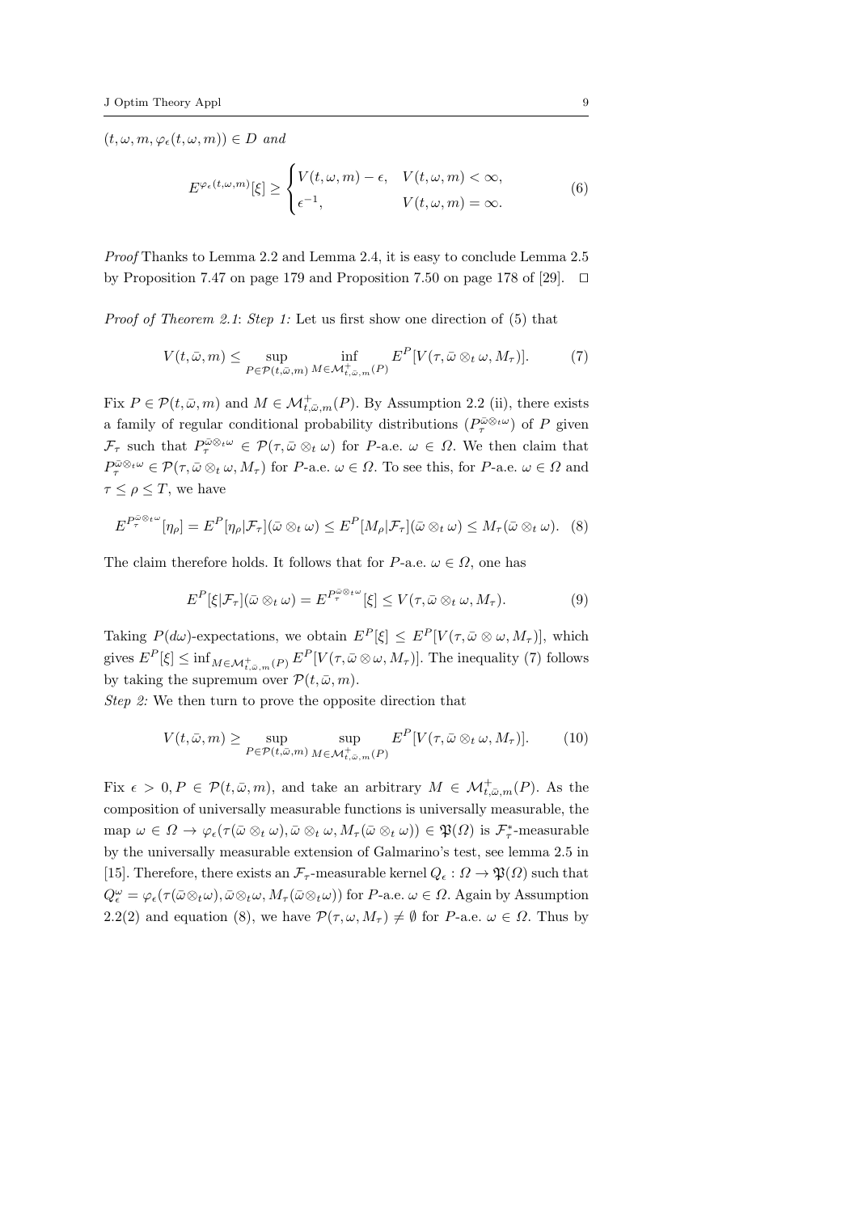$(t, \omega, m, \varphi_\epsilon(t, \omega, m)) \in D$ *and*

$$E^{\varphi_\epsilon(t,\omega,m)}[\xi] \geq \begin{cases} V(t, \omega, m) - \epsilon, & V(t, \omega, m) < \infty, \\ \epsilon^{-1}, & V(t, \omega, m) = \infty. \end{cases} \tag{6}$$

*Proof* Thanks to Lemma 2.2 and Lemma 2.4, it is easy to conclude Lemma 2.5 by Proposition 7.47 on page 179 and Proposition 7.50 on page 178 of [29]. $\square$

*Proof of Theorem 2.1*: *Step 1:* Let us first show one direction of (5) that

$$V(t, \bar{\omega}, m) \leq \sup_{P \in \mathcal{P}(t,\bar{\omega},m)} \inf_{M \in \mathcal{M}^+_{t,\bar{\omega},m}(P)} E^P[V(\tau, \bar{\omega} \otimes_t \omega, M_\tau)]. \tag{7}$$

Fix $P \in \mathcal{P}(t, \bar{\omega}, m)$ and $M \in \mathcal{M}^+_{t,\bar{\omega},m}(P)$. By Assumption 2.2 (ii), there exists a family of regular conditional probability distributions $(P^{\bar{\omega}\otimes_t\omega}_\tau)$ of $P$ given $\mathcal{F}_\tau$ such that $P^{\bar{\omega}\otimes_t\omega}_\tau \in \mathcal{P}(\tau, \bar{\omega} \otimes_t \omega)$ for $P$-a.e. $\omega \in \Omega$. We then claim that $P^{\bar{\omega}\otimes_t\omega}_\tau \in \mathcal{P}(\tau, \bar{\omega} \otimes_t \omega, M_\tau)$ for $P$-a.e. $\omega \in \Omega$. To see this, for $P$-a.e. $\omega \in \Omega$ and $\tau \leq \rho \leq T$, we have

$$E^{P^{\bar{\omega}\otimes_t\omega}_\tau}[\eta_\rho] = E^P[\eta_\rho|\mathcal{F}_\tau](\bar{\omega} \otimes_t \omega) \leq E^P[M_\rho|\mathcal{F}_\tau](\bar{\omega} \otimes_t \omega) \leq M_\tau(\bar{\omega} \otimes_t \omega). \tag{8}$$

The claim therefore holds. It follows that for $P$-a.e. $\omega \in \Omega$, one has

$$E^P[\xi|\mathcal{F}_\tau](\bar{\omega} \otimes_t \omega) = E^{P^{\bar{\omega}\otimes_t\omega}_\tau}[\xi] \leq V(\tau, \bar{\omega} \otimes_t \omega, M_\tau). \tag{9}$$

Taking $P(d\omega)$-expectations, we obtain $E^P[\xi] \leq E^P[V(\tau, \bar{\omega} \otimes \omega, M_\tau)]$, which gives $E^P[\xi] \leq \inf_{M \in \mathcal{M}^+_{t,\bar{\omega},m}(P)} E^P[V(\tau, \bar{\omega} \otimes \omega, M_\tau)]$. The inequality (7) follows by taking the supremum over $\mathcal{P}(t, \bar{\omega}, m)$.

*Step 2:* We then turn to prove the opposite direction that

$$V(t, \bar{\omega}, m) \geq \sup_{P \in \mathcal{P}(t,\bar{\omega},m)} \sup_{M \in \mathcal{M}^+_{t,\bar{\omega},m}(P)} E^P[V(\tau, \bar{\omega} \otimes_t \omega, M_\tau)]. \tag{10}$$

Fix $\epsilon > 0, P \in \mathcal{P}(t, \bar{\omega}, m)$, and take an arbitrary $M \in \mathcal{M}^+_{t,\bar{\omega},m}(P)$. As the composition of universally measurable functions is universally measurable, the map $\omega \in \Omega \to \varphi_\epsilon(\tau(\bar{\omega} \otimes_t \omega), \bar{\omega} \otimes_t \omega, M_\tau(\bar{\omega} \otimes_t \omega)) \in \mathfrak{P}(\Omega)$ is $\mathcal{F}^*_\tau$-measurable by the universally measurable extension of Galmarino's test, see lemma 2.5 in [15]. Therefore, there exists an $\mathcal{F}_\tau$-measurable kernel $Q_\epsilon : \Omega \to \mathfrak{P}(\Omega)$ such that $Q^\omega_\epsilon = \varphi_\epsilon(\tau(\bar{\omega}\otimes_t\omega), \bar{\omega}\otimes_t\omega, M_\tau(\bar{\omega}\otimes_t\omega))$ for $P$-a.e. $\omega \in \Omega$. Again by Assumption 2.2(2) and equation (8), we have $\mathcal{P}(\tau, \omega, M_\tau) \neq \emptyset$ for $P$-a.e. $\omega \in \Omega$. Thus by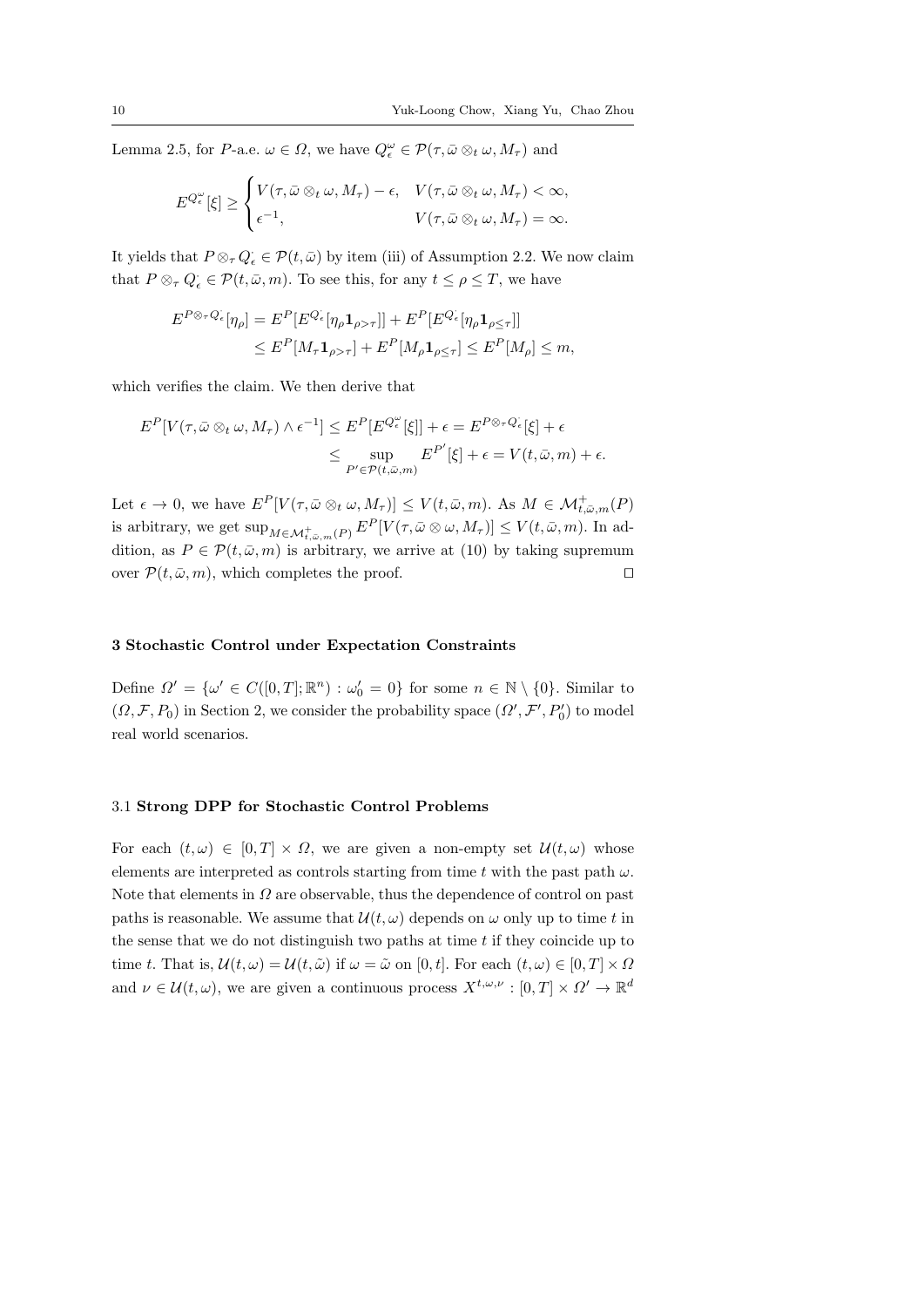Lemma 2.5, for $P$-a.e. $\omega \in \Omega$, we have $Q_\epsilon^\omega \in \mathcal{P}(\tau, \bar\omega \otimes_t \omega, M_\tau)$ and

$$E^{Q_\epsilon^\omega}[\xi] \geq \begin{cases} V(\tau, \bar\omega \otimes_t \omega, M_\tau) - \epsilon, & V(\tau, \bar\omega \otimes_t \omega, M_\tau) < \infty, \\ \epsilon^{-1}, & V(\tau, \bar\omega \otimes_t \omega, M_\tau) = \infty. \end{cases}$$

It yields that $P \otimes_\tau Q_\epsilon^\cdot \in \mathcal{P}(t, \bar\omega)$ by item (iii) of Assumption 2.2. We now claim that $P \otimes_\tau Q_\epsilon^\cdot \in \mathcal{P}(t, \bar\omega, m)$. To see this, for any $t \leq \rho \leq T$, we have

$$\begin{aligned} E^{P \otimes_\tau Q_\epsilon^\cdot}[\eta_\rho] &= E^P[E^{Q_\epsilon^\cdot}[\eta_\rho \mathbf{1}_{\rho > \tau}]] + E^P[E^{Q_\epsilon^\cdot}[\eta_\rho \mathbf{1}_{\rho \leq \tau}]] \\ &\leq E^P[M_\tau \mathbf{1}_{\rho > \tau}] + E^P[M_\rho \mathbf{1}_{\rho \leq \tau}] \leq E^P[M_\rho] \leq m, \end{aligned}$$

which verifies the claim. We then derive that

$$\begin{aligned} E^P[V(\tau, \bar\omega \otimes_t \omega, M_\tau) \wedge \epsilon^{-1}] &\leq E^P[E^{Q_\epsilon^\omega}[\xi]] + \epsilon = E^{P \otimes_\tau Q_\epsilon^\cdot}[\xi] + \epsilon \\ &\leq \sup_{P' \in \mathcal{P}(t, \bar\omega, m)} E^{P'}[\xi] + \epsilon = V(t, \bar\omega, m) + \epsilon. \end{aligned}$$

Let $\epsilon \to 0$, we have $E^P[V(\tau, \bar\omega \otimes_t \omega, M_\tau)] \leq V(t, \bar\omega, m)$. As $M \in \mathcal{M}^+_{t,\bar\omega,m}(P)$ is arbitrary, we get $\sup_{M \in \mathcal{M}^+_{t,\bar\omega,m}(P)} E^P[V(\tau, \bar\omega \otimes \omega, M_\tau)] \leq V(t, \bar\omega, m)$. In addition, as $P \in \mathcal{P}(t, \bar\omega, m)$ is arbitrary, we arrive at (10) by taking supremum over $\mathcal{P}(t, \bar\omega, m)$, which completes the proof. $\square$

## 3 Stochastic Control under Expectation Constraints

Define $\Omega' = \{\omega' \in C([0,T]; \mathbb{R}^n) : \omega'_0 = 0\}$ for some $n \in \mathbb{N} \setminus \{0\}$. Similar to $(\Omega, \mathcal{F}, P_0)$ in Section 2, we consider the probability space $(\Omega', \mathcal{F}', P'_0)$ to model real world scenarios.

### 3.1 Strong DPP for Stochastic Control Problems

For each $(t, \omega) \in [0,T] \times \Omega$, we are given a non-empty set $\mathcal{U}(t, \omega)$ whose elements are interpreted as controls starting from time $t$ with the past path $\omega$. Note that elements in $\Omega$ are observable, thus the dependence of control on past paths is reasonable. We assume that $\mathcal{U}(t, \omega)$ depends on $\omega$ only up to time $t$ in the sense that we do not distinguish two paths at time $t$ if they coincide up to time $t$. That is, $\mathcal{U}(t, \omega) = \mathcal{U}(t, \tilde\omega)$ if $\omega = \tilde\omega$ on $[0,t]$. For each $(t, \omega) \in [0,T] \times \Omega$ and $\nu \in \mathcal{U}(t, \omega)$, we are given a continuous process $X^{t,\omega,\nu} : [0,T] \times \Omega' \to \mathbb{R}^d$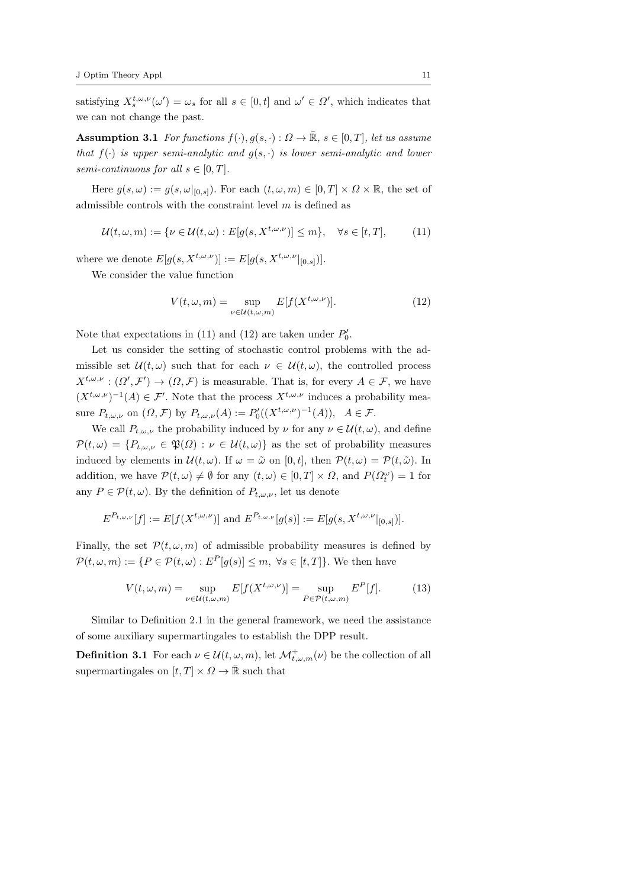satisfying $X_s^{t,\omega,\nu}(\omega') = \omega_s$ for all $s \in [0,t]$ and $\omega' \in \Omega'$, which indicates that we can not change the past.

**Assumption 3.1** *For functions $f(\cdot), g(s,\cdot) : \Omega \to \bar{\mathbb{R}}$, $s \in [0,T]$, let us assume that $f(\cdot)$ is upper semi-analytic and $g(s,\cdot)$ is lower semi-analytic and lower semi-continuous for all $s \in [0,T]$.*

Here $g(s,\omega) := g(s, \omega|_{[0,s]})$. For each $(t,\omega,m) \in [0,T] \times \Omega \times \mathbb{R}$, the set of admissible controls with the constraint level $m$ is defined as

$$\mathcal{U}(t,\omega,m) := \{\nu \in \mathcal{U}(t,\omega) : E[g(s, X^{t,\omega,\nu})] \leq m\}, \quad \forall s \in [t,T], \tag{11}$$

where we denote $E[g(s, X^{t,\omega,\nu})] := E[g(s, X^{t,\omega,\nu}|_{[0,s]})]$.

We consider the value function

$$V(t,\omega,m) = \sup_{\nu \in \mathcal{U}(t,\omega,m)} E[f(X^{t,\omega,\nu})]. \tag{12}$$

Note that expectations in (11) and (12) are taken under $P_0'$.

Let us consider the setting of stochastic control problems with the admissible set $\mathcal{U}(t,\omega)$ such that for each $\nu \in \mathcal{U}(t,\omega)$, the controlled process $X^{t,\omega,\nu} : (\Omega', \mathcal{F}') \to (\Omega, \mathcal{F})$ is measurable. That is, for every $A \in \mathcal{F}$, we have $(X^{t,\omega,\nu})^{-1}(A) \in \mathcal{F}'$. Note that the process $X^{t,\omega,\nu}$ induces a probability measure $P_{t,\omega,\nu}$ on $(\Omega, \mathcal{F})$ by $P_{t,\omega,\nu}(A) := P_0'((X^{t,\omega,\nu})^{-1}(A)), \quad A \in \mathcal{F}$.

We call $P_{t,\omega,\nu}$ the probability induced by $\nu$ for any $\nu \in \mathcal{U}(t,\omega)$, and define $\mathcal{P}(t,\omega) = \{P_{t,\omega,\nu} \in \mathfrak{P}(\Omega) : \nu \in \mathcal{U}(t,\omega)\}$ as the set of probability measures induced by elements in $\mathcal{U}(t,\omega)$. If $\omega = \tilde{\omega}$ on $[0,t]$, then $\mathcal{P}(t,\omega) = \mathcal{P}(t,\tilde{\omega})$. In addition, we have $\mathcal{P}(t,\omega) \neq \emptyset$ for any $(t,\omega) \in [0,T] \times \Omega$, and $P(\Omega_t^\omega) = 1$ for any $P \in \mathcal{P}(t,\omega)$. By the definition of $P_{t,\omega,\nu}$, let us denote

$$E^{P_{t,\omega,\nu}}[f] := E[f(X^{t,\omega,\nu})] \text{ and } E^{P_{t,\omega,\nu}}[g(s)] := E[g(s, X^{t,\omega,\nu}|_{[0,s]})].$$

Finally, the set $\mathcal{P}(t,\omega,m)$ of admissible probability measures is defined by $\mathcal{P}(t,\omega,m) := \{P \in \mathcal{P}(t,\omega) : E^P[g(s)] \leq m, \ \forall s \in [t,T]\}$. We then have

$$V(t,\omega,m) = \sup_{\nu \in \mathcal{U}(t,\omega,m)} E[f(X^{t,\omega,\nu})] = \sup_{P \in \mathcal{P}(t,\omega,m)} E^P[f]. \tag{13}$$

Similar to Definition 2.1 in the general framework, we need the assistance of some auxiliary supermartingales to establish the DPP result.

**Definition 3.1** For each $\nu \in \mathcal{U}(t,\omega,m)$, let $\mathcal{M}_{t,\omega,m}^+(\nu)$ be the collection of all supermartingales on $[t,T] \times \Omega \to \bar{\mathbb{R}}$ such that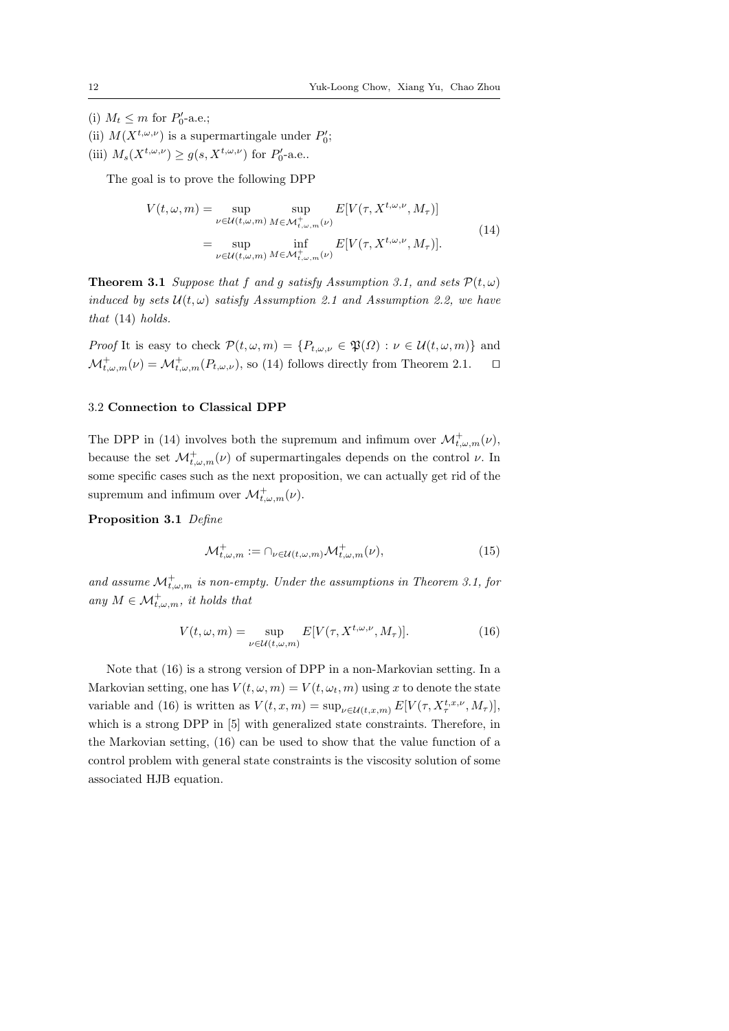(i) $M_t \leq m$ for $P_0'$-a.e.;
(ii) $M(X^{t,\omega,\nu})$ is a supermartingale under $P_0'$;
(iii) $M_s(X^{t,\omega,\nu}) \geq g(s, X^{t,\omega,\nu})$ for $P_0'$-a.e..

The goal is to prove the following DPP

$$
\begin{aligned}
V(t,\omega,m) &= \sup_{\nu\in\mathcal{U}(t,\omega,m)} \sup_{M\in\mathcal{M}^+_{t,\omega,m}(\nu)} E[V(\tau, X^{t,\omega,\nu}, M_\tau)] \\
&= \sup_{\nu\in\mathcal{U}(t,\omega,m)} \inf_{M\in\mathcal{M}^+_{t,\omega,m}(\nu)} E[V(\tau, X^{t,\omega,\nu}, M_\tau)].
\end{aligned}
\tag{14}
$$

**Theorem 3.1** *Suppose that $f$ and $g$ satisfy Assumption 3.1, and sets $\mathcal{P}(t,\omega)$ induced by sets $\mathcal{U}(t,\omega)$ satisfy Assumption 2.1 and Assumption 2.2, we have that* (14) *holds.*

*Proof* It is easy to check $\mathcal{P}(t,\omega,m) = \{P_{t,\omega,\nu} \in \mathfrak{P}(\Omega) : \nu \in \mathcal{U}(t,\omega,m)\}$ and $\mathcal{M}^+_{t,\omega,m}(\nu) = \mathcal{M}^+_{t,\omega,m}(P_{t,\omega,\nu})$, so (14) follows directly from Theorem 2.1. □

### 3.2 Connection to Classical DPP

The DPP in (14) involves both the supremum and infimum over $\mathcal{M}^+_{t,\omega,m}(\nu)$, because the set $\mathcal{M}^+_{t,\omega,m}(\nu)$ of supermartingales depends on the control $\nu$. In some specific cases such as the next proposition, we can actually get rid of the supremum and infimum over $\mathcal{M}^+_{t,\omega,m}(\nu)$.

**Proposition 3.1** *Define*

$$
\mathcal{M}^+_{t,\omega,m} := \cap_{\nu\in\mathcal{U}(t,\omega,m)} \mathcal{M}^+_{t,\omega,m}(\nu), \tag{15}
$$

*and assume $\mathcal{M}^+_{t,\omega,m}$ is non-empty. Under the assumptions in Theorem 3.1, for any $M \in \mathcal{M}^+_{t,\omega,m}$, it holds that*

$$
V(t,\omega,m) = \sup_{\nu\in\mathcal{U}(t,\omega,m)} E[V(\tau, X^{t,\omega,\nu}, M_\tau)]. \tag{16}
$$

Note that (16) is a strong version of DPP in a non-Markovian setting. In a Markovian setting, one has $V(t,\omega,m) = V(t,\omega_t,m)$ using $x$ to denote the state variable and (16) is written as $V(t,x,m) = \sup_{\nu\in\mathcal{U}(t,x,m)} E[V(\tau, X^{t,x,\nu}_\tau, M_\tau)]$, which is a strong DPP in [5] with generalized state constraints. Therefore, in the Markovian setting, (16) can be used to show that the value function of a control problem with general state constraints is the viscosity solution of some associated HJB equation.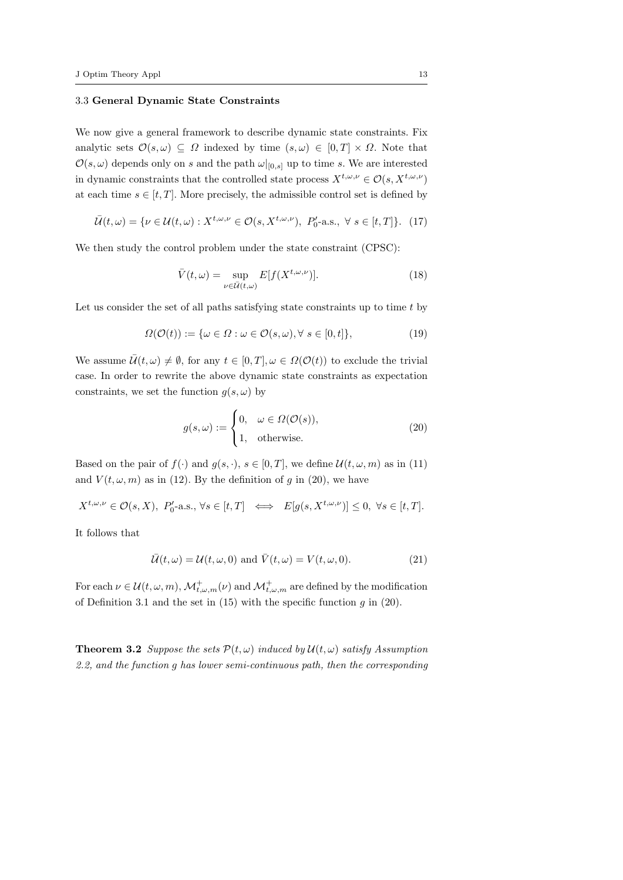### 3.3 General Dynamic State Constraints

We now give a general framework to describe dynamic state constraints. Fix analytic sets $\mathcal{O}(s,\omega) \subseteq \Omega$ indexed by time $(s,\omega) \in [0,T] \times \Omega$. Note that $\mathcal{O}(s,\omega)$ depends only on $s$ and the path $\omega|_{[0,s]}$ up to time $s$. We are interested in dynamic constraints that the controlled state process $X^{t,\omega,\nu} \in \mathcal{O}(s, X^{t,\omega,\nu})$ at each time $s \in [t,T]$. More precisely, the admissible control set is defined by

$$\bar{\mathcal{U}}(t,\omega) = \{\nu \in \mathcal{U}(t,\omega) : X^{t,\omega,\nu} \in \mathcal{O}(s, X^{t,\omega,\nu}),\ P_0'\text{-a.s.},\ \forall\ s \in [t,T]\}. \quad (17)$$

We then study the control problem under the state constraint (CPSC):

$$\bar{V}(t,\omega) = \sup_{\nu \in \bar{\mathcal{U}}(t,\omega)} E[f(X^{t,\omega,\nu})]. \quad (18)$$

Let us consider the set of all paths satisfying state constraints up to time $t$ by

$$\Omega(\mathcal{O}(t)) := \{\omega \in \Omega : \omega \in \mathcal{O}(s,\omega), \forall\ s \in [0,t]\}, \quad (19)$$

We assume $\bar{\mathcal{U}}(t,\omega) \neq \emptyset$, for any $t \in [0,T], \omega \in \Omega(\mathcal{O}(t))$ to exclude the trivial case. In order to rewrite the above dynamic state constraints as expectation constraints, we set the function $g(s,\omega)$ by

$$g(s,\omega) := \begin{cases} 0, & \omega \in \Omega(\mathcal{O}(s)), \\ 1, & \text{otherwise.} \end{cases} \quad (20)$$

Based on the pair of $f(\cdot)$ and $g(s,\cdot)$, $s \in [0,T]$, we define $\mathcal{U}(t,\omega,m)$ as in (11) and $V(t,\omega,m)$ as in (12). By the definition of $g$ in (20), we have

$$X^{t,\omega,\nu} \in \mathcal{O}(s,X),\ P_0'\text{-a.s.}, \forall s \in [t,T] \iff E[g(s,X^{t,\omega,\nu})] \leq 0,\ \forall s \in [t,T].$$

It follows that

$$\bar{\mathcal{U}}(t,\omega) = \mathcal{U}(t,\omega,0) \text{ and } \bar{V}(t,\omega) = V(t,\omega,0). \quad (21)$$

For each $\nu \in \mathcal{U}(t,\omega,m)$, $\mathcal{M}^+_{t,\omega,m}(\nu)$ and $\mathcal{M}^+_{t,\omega,m}$ are defined by the modification of Definition 3.1 and the set in (15) with the specific function $g$ in (20).

**Theorem 3.2** *Suppose the sets $\mathcal{P}(t,\omega)$ induced by $\mathcal{U}(t,\omega)$ satisfy Assumption 2.2, and the function $g$ has lower semi-continuous path, then the corresponding*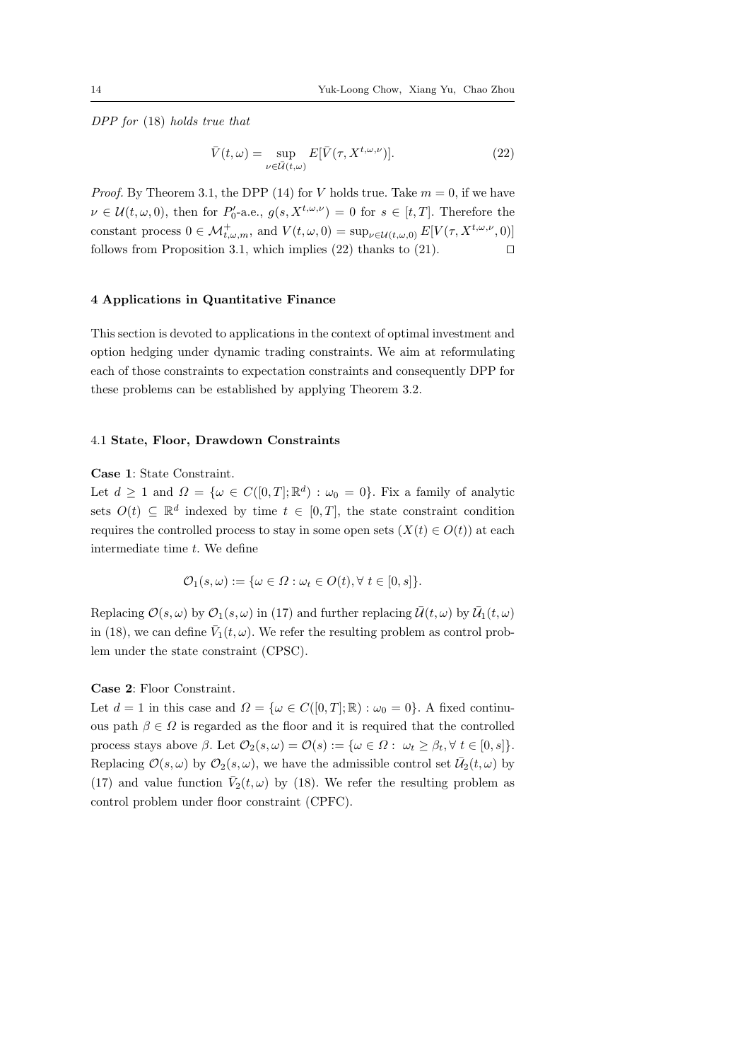*DPP for* (18) *holds true that*

$$\bar{V}(t,\omega) = \sup_{\nu \in \bar{\mathcal{U}}(t,\omega)} E[\bar{V}(\tau, X^{t,\omega,\nu})]. \tag{22}$$

*Proof.* By Theorem 3.1, the DPP (14) for $V$ holds true. Take $m = 0$, if we have $\nu \in \mathcal{U}(t,\omega,0)$, then for $P'_0$-a.e., $g(s, X^{t,\omega,\nu}) = 0$ for $s \in [t,T]$. Therefore the constant process $0 \in \mathcal{M}^+_{t,\omega,m}$, and $V(t,\omega,0) = \sup_{\nu \in \mathcal{U}(t,\omega,0)} E[V(\tau, X^{t,\omega,\nu}, 0)]$ follows from Proposition 3.1, which implies (22) thanks to (21). $\square$

## 4 Applications in Quantitative Finance

This section is devoted to applications in the context of optimal investment and option hedging under dynamic trading constraints. We aim at reformulating each of those constraints to expectation constraints and consequently DPP for these problems can be established by applying Theorem 3.2.

### 4.1 State, Floor, Drawdown Constraints

**Case 1**: State Constraint.
Let $d \geq 1$ and $\Omega = \{\omega \in C([0,T];\mathbb{R}^d) : \omega_0 = 0\}$. Fix a family of analytic sets $O(t) \subseteq \mathbb{R}^d$ indexed by time $t \in [0,T]$, the state constraint condition requires the controlled process to stay in some open sets ($X(t) \in O(t)$) at each intermediate time $t$. We define

$$\mathcal{O}_1(s,\omega) := \{\omega \in \Omega : \omega_t \in O(t), \forall\ t \in [0,s]\}.$$

Replacing $\mathcal{O}(s,\omega)$ by $\mathcal{O}_1(s,\omega)$ in (17) and further replacing $\bar{\mathcal{U}}(t,\omega)$ by $\bar{\mathcal{U}}_1(t,\omega)$ in (18), we can define $\bar{V}_1(t,\omega)$. We refer the resulting problem as control problem under the state constraint (CPSC).

**Case 2**: Floor Constraint.
Let $d = 1$ in this case and $\Omega = \{\omega \in C([0,T];\mathbb{R}) : \omega_0 = 0\}$. A fixed continuous path $\beta \in \Omega$ is regarded as the floor and it is required that the controlled process stays above $\beta$. Let $\mathcal{O}_2(s,\omega) = \mathcal{O}(s) := \{\omega \in \Omega :\ \omega_t \geq \beta_t, \forall\ t \in [0,s]\}$. Replacing $\mathcal{O}(s,\omega)$ by $\mathcal{O}_2(s,\omega)$, we have the admissible control set $\bar{\mathcal{U}}_2(t,\omega)$ by (17) and value function $\bar{V}_2(t,\omega)$ by (18). We refer the resulting problem as control problem under floor constraint (CPFC).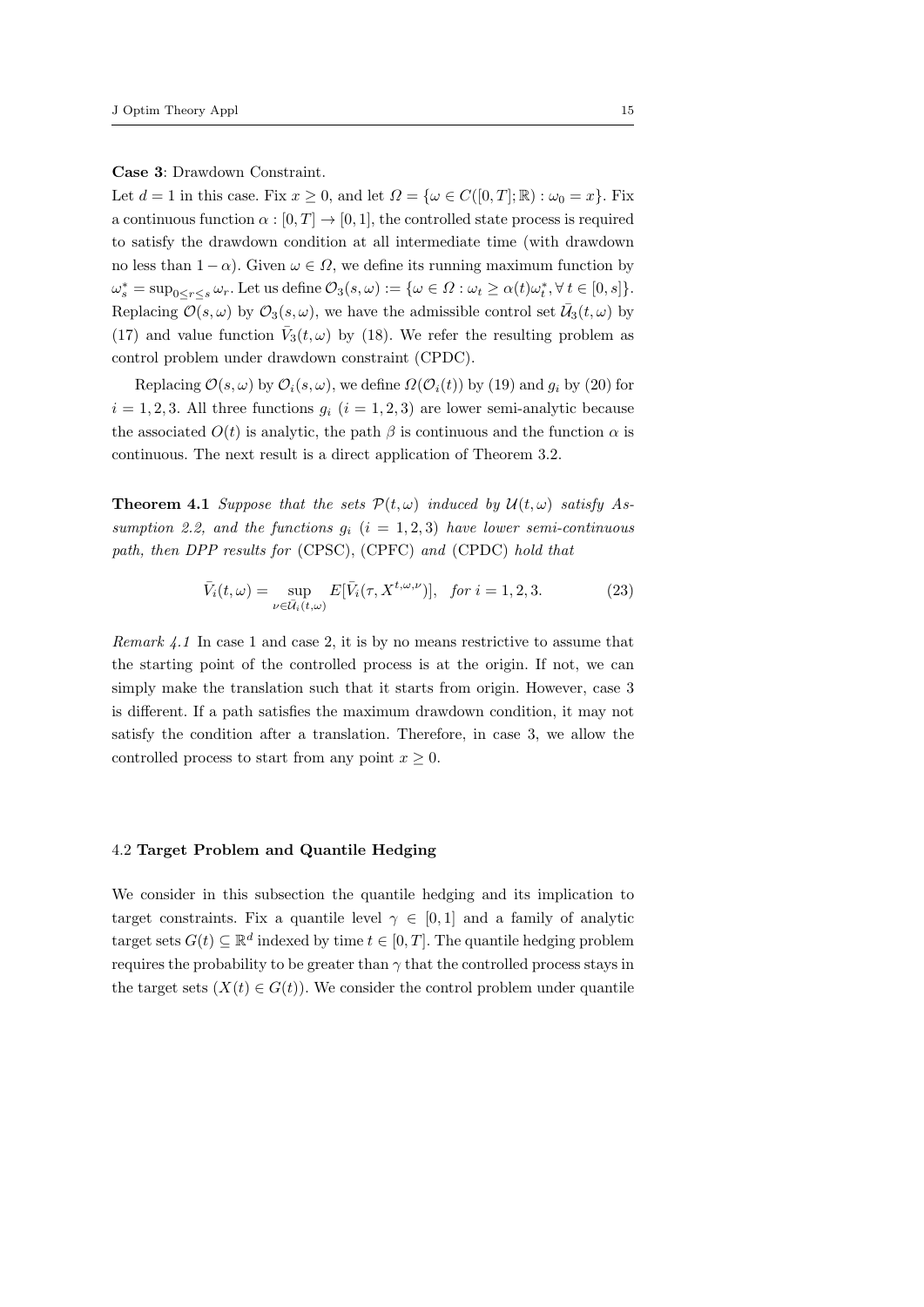**Case 3**: Drawdown Constraint.

Let $d = 1$ in this case. Fix $x \geq 0$, and let $\Omega = \{\omega \in C([0,T];\mathbb{R}) : \omega_0 = x\}$. Fix a continuous function $\alpha : [0,T] \to [0,1]$, the controlled state process is required to satisfy the drawdown condition at all intermediate time (with drawdown no less than $1-\alpha$). Given $\omega \in \Omega$, we define its running maximum function by $\omega^*_s = \sup_{0\leq r\leq s} \omega_r$. Let us define $\mathcal{O}_3(s,\omega) := \{\omega \in \Omega : \omega_t \geq \alpha(t)\omega^*_t, \forall\, t \in [0,s]\}$. Replacing $\mathcal{O}(s,\omega)$ by $\mathcal{O}_3(s,\omega)$, we have the admissible control set $\bar{\mathcal{U}}_3(t,\omega)$ by (17) and value function $\bar{V}_3(t,\omega)$ by (18). We refer the resulting problem as control problem under drawdown constraint (CPDC).

Replacing $\mathcal{O}(s,\omega)$ by $\mathcal{O}_i(s,\omega)$, we define $\Omega(\mathcal{O}_i(t))$ by (19) and $g_i$ by (20) for $i = 1,2,3$. All three functions $g_i$ $(i = 1,2,3)$ are lower semi-analytic because the associated $O(t)$ is analytic, the path $\beta$ is continuous and the function $\alpha$ is continuous. The next result is a direct application of Theorem 3.2.

**Theorem 4.1** *Suppose that the sets $\mathcal{P}(t,\omega)$ induced by $\mathcal{U}(t,\omega)$ satisfy Assumption 2.2, and the functions $g_i$ $(i = 1,2,3)$ have lower semi-continuous path, then DPP results for* (CPSC), (CPFC) *and* (CPDC) *hold that*

$$\bar{V}_i(t,\omega) = \sup_{\nu\in\bar{\mathcal{U}}_i(t,\omega)} E[\bar{V}_i(\tau, X^{t,\omega,\nu})], \quad \textit{for } i = 1,2,3. \tag{23}$$

*Remark 4.1* In case 1 and case 2, it is by no means restrictive to assume that the starting point of the controlled process is at the origin. If not, we can simply make the translation such that it starts from origin. However, case 3 is different. If a path satisfies the maximum drawdown condition, it may not satisfy the condition after a translation. Therefore, in case 3, we allow the controlled process to start from any point $x \geq 0$.

### 4.2 Target Problem and Quantile Hedging

We consider in this subsection the quantile hedging and its implication to target constraints. Fix a quantile level $\gamma \in [0,1]$ and a family of analytic target sets $G(t) \subseteq \mathbb{R}^d$ indexed by time $t \in [0,T]$. The quantile hedging problem requires the probability to be greater than $\gamma$ that the controlled process stays in the target sets $(X(t) \in G(t))$. We consider the control problem under quantile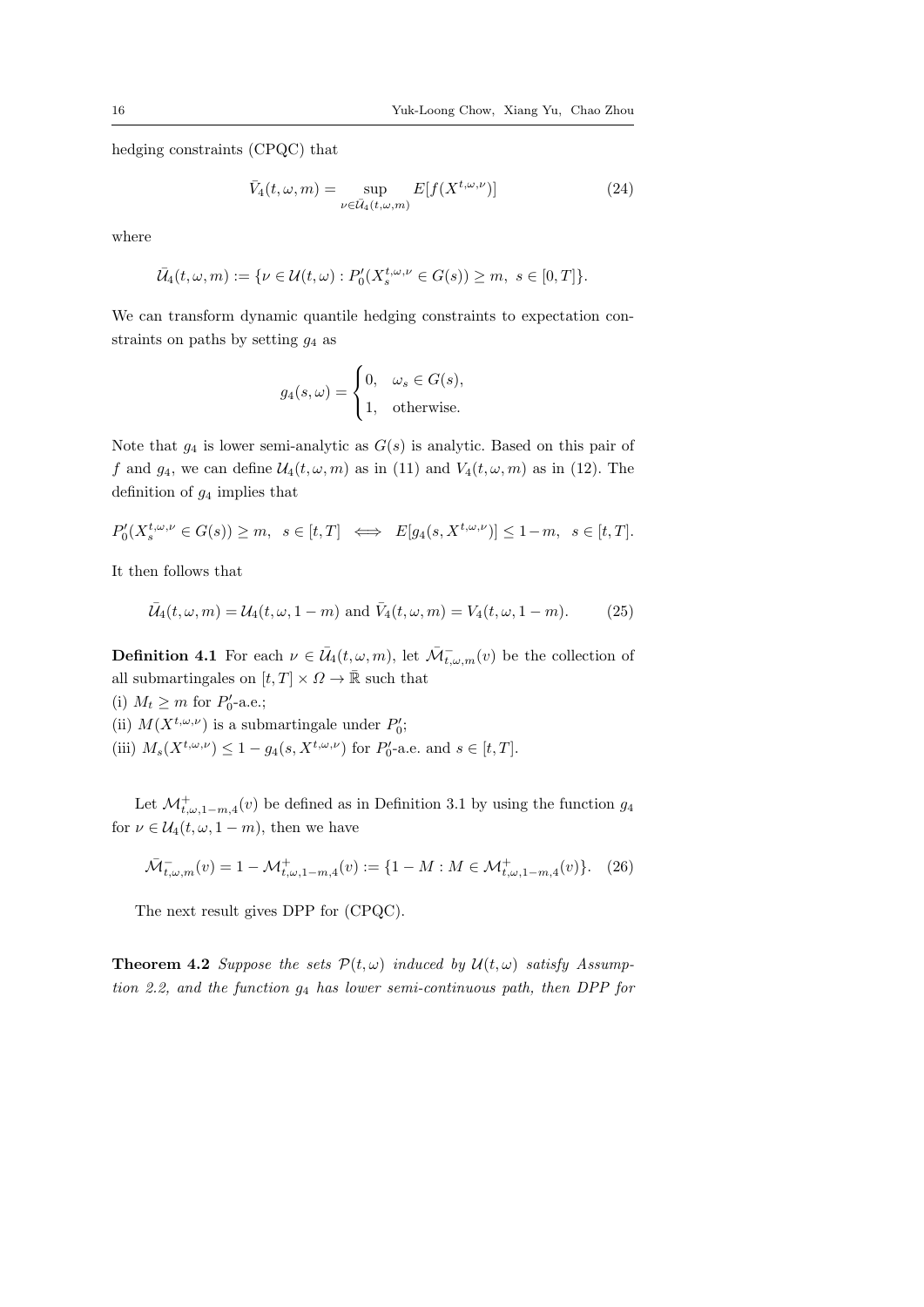hedging constraints (CPQC) that

$$\bar{V}_4(t,\omega,m) = \sup_{\nu\in\bar{\mathcal{U}}_4(t,\omega,m)} E[f(X^{t,\omega,\nu})] \tag{24}$$

where

$$\bar{\mathcal{U}}_4(t,\omega,m) := \{\nu \in \mathcal{U}(t,\omega) : P_0'(X_s^{t,\omega,\nu} \in G(s)) \geq m, \ s \in [0,T]\}.$$

We can transform dynamic quantile hedging constraints to expectation constraints on paths by setting $g_4$ as

$$g_4(s,\omega) = \begin{cases} 0, & \omega_s \in G(s), \\ 1, & \text{otherwise.} \end{cases}$$

Note that $g_4$ is lower semi-analytic as $G(s)$ is analytic. Based on this pair of $f$ and $g_4$, we can define $\mathcal{U}_4(t,\omega,m)$ as in (11) and $V_4(t,\omega,m)$ as in (12). The definition of $g_4$ implies that

$$P_0'(X_s^{t,\omega,\nu} \in G(s)) \geq m, \ \ s \in [t,T] \iff E[g_4(s, X^{t,\omega,\nu})] \leq 1-m, \ \ s \in [t,T].$$

It then follows that

$$\bar{\mathcal{U}}_4(t,\omega,m) = \mathcal{U}_4(t,\omega,1-m) \text{ and } \bar{V}_4(t,\omega,m) = V_4(t,\omega,1-m). \tag{25}$$

**Definition 4.1** For each $\nu \in \bar{\mathcal{U}}_4(t,\omega,m)$, let $\bar{\mathcal{M}}^-_{t,\omega,m}(v)$ be the collection of all submartingales on $[t,T]\times\Omega \to \bar{\mathbb{R}}$ such that

(i) $M_t \geq m$ for $P_0'$-a.e.;

(ii) $M(X^{t,\omega,\nu})$ is a submartingale under $P_0'$;

(iii) $M_s(X^{t,\omega,\nu}) \leq 1 - g_4(s, X^{t,\omega,\nu})$ for $P_0'$-a.e. and $s \in [t,T]$.

Let $\mathcal{M}^+_{t,\omega,1-m,4}(v)$ be defined as in Definition 3.1 by using the function $g_4$ for $\nu \in \mathcal{U}_4(t,\omega,1-m)$, then we have

$$\bar{\mathcal{M}}^-_{t,\omega,m}(v) = 1 - \mathcal{M}^+_{t,\omega,1-m,4}(v) := \{1 - M : M \in \mathcal{M}^+_{t,\omega,1-m,4}(v)\}. \tag{26}$$

The next result gives DPP for (CPQC).

**Theorem 4.2** *Suppose the sets $\mathcal{P}(t,\omega)$ induced by $\mathcal{U}(t,\omega)$ satisfy Assumption 2.2, and the function $g_4$ has lower semi-continuous path, then DPP for*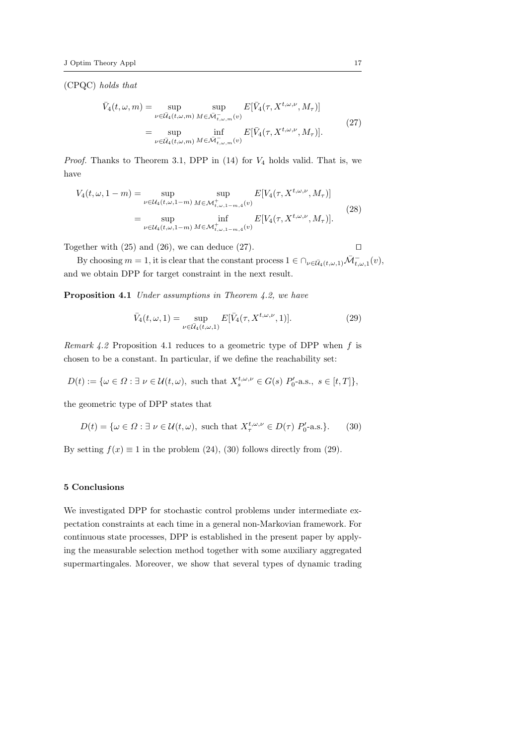(CPQC) *holds that*

$$
\begin{aligned}
\bar{V}_4(t,\omega,m) &= \sup_{\nu\in\bar{\mathcal{U}}_4(t,\omega,m)} \sup_{M\in\bar{\mathcal{M}}^-_{t,\omega,m}(v)} E[\bar{V}_4(\tau, X^{t,\omega,\nu}, M_\tau)] \\
&= \sup_{\nu\in\bar{\mathcal{U}}_4(t,\omega,m)} \inf_{M\in\bar{\mathcal{M}}^-_{t,\omega,m}(v)} E[\bar{V}_4(\tau, X^{t,\omega,\nu}, M_\tau)].
\end{aligned}
\tag{27}
$$

*Proof.* Thanks to Theorem 3.1, DPP in (14) for $V_4$ holds valid. That is, we have

$$
\begin{aligned}
V_4(t,\omega,1-m) &= \sup_{\nu\in\mathcal{U}_4(t,\omega,1-m)} \sup_{M\in\mathcal{M}^+_{t,\omega,1-m,4}(v)} E[V_4(\tau, X^{t,\omega,\nu}, M_\tau)] \\
&= \sup_{\nu\in\mathcal{U}_4(t,\omega,1-m)} \inf_{M\in\mathcal{M}^+_{t,\omega,1-m,4}(v)} E[V_4(\tau, X^{t,\omega,\nu}, M_\tau)].
\end{aligned}
\tag{28}
$$

Together with (25) and (26), we can deduce (27). $\square$

By choosing $m = 1$, it is clear that the constant process $1 \in \cap_{\nu\in\bar{\mathcal{U}}_4(t,\omega,1)}\bar{\mathcal{M}}^-_{t,\omega,1}(v)$, and we obtain DPP for target constraint in the next result.

**Proposition 4.1** *Under assumptions in Theorem 4.2, we have*

$$
\bar{V}_4(t,\omega,1) = \sup_{\nu\in\bar{\mathcal{U}}_4(t,\omega,1)} E[\bar{V}_4(\tau, X^{t,\omega,\nu}, 1)]. \tag{29}
$$

*Remark 4.2* Proposition 4.1 reduces to a geometric type of DPP when $f$ is chosen to be a constant. In particular, if we define the reachability set:

$$
D(t) := \{\omega \in \Omega : \exists\ \nu \in \mathcal{U}(t,\omega),\ \text{such that}\ X^{t,\omega,\nu}_s \in G(s)\ P'_0\text{-a.s.},\ s \in [t,T]\},
$$

the geometric type of DPP states that

$$
D(t) = \{\omega \in \Omega : \exists\ \nu \in \mathcal{U}(t,\omega),\ \text{such that}\ X^{t,\omega,\nu}_\tau \in D(\tau)\ P'_0\text{-a.s.}\}. \tag{30}
$$

By setting $f(x) \equiv 1$ in the problem (24), (30) follows directly from (29).

## 5 Conclusions

We investigated DPP for stochastic control problems under intermediate expectation constraints at each time in a general non-Markovian framework. For continuous state processes, DPP is established in the present paper by applying the measurable selection method together with some auxiliary aggregated supermartingales. Moreover, we show that several types of dynamic trading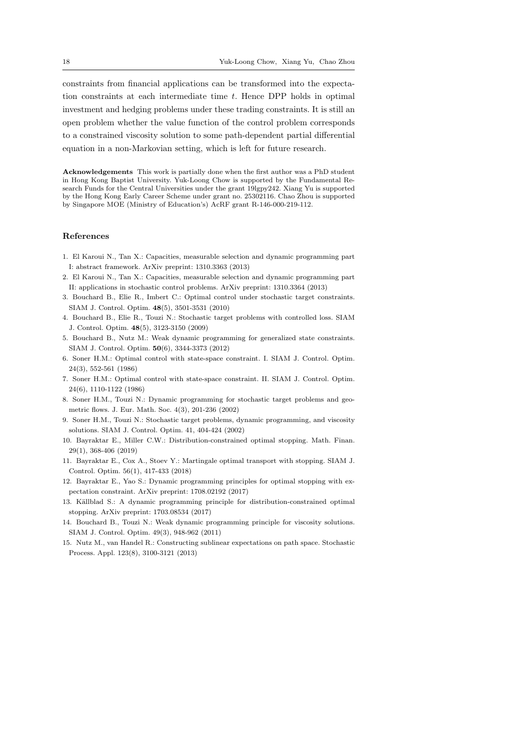constraints from financial applications can be transformed into the expectation constraints at each intermediate time $t$. Hence DPP holds in optimal investment and hedging problems under these trading constraints. It is still an open problem whether the value function of the control problem corresponds to a constrained viscosity solution to some path-dependent partial differential equation in a non-Markovian setting, which is left for future research.

**Acknowledgements** This work is partially done when the first author was a PhD student in Hong Kong Baptist University. Yuk-Loong Chow is supported by the Fundamental Research Funds for the Central Universities under the grant 19lgpy242. Xiang Yu is supported by the Hong Kong Early Career Scheme under grant no. 25302116. Chao Zhou is supported by Singapore MOE (Ministry of Education's) AcRF grant R-146-000-219-112.

## References

1. El Karoui N., Tan X.: Capacities, measurable selection and dynamic programming part I: abstract framework. ArXiv preprint: 1310.3363 (2013)
2. El Karoui N., Tan X.: Capacities, measurable selection and dynamic programming part II: applications in stochastic control problems. ArXiv preprint: 1310.3364 (2013)
3. Bouchard B., Elie R., Imbert C.: Optimal control under stochastic target constraints. SIAM J. Control. Optim. **48**(5), 3501-3531 (2010)
4. Bouchard B., Elie R., Touzi N.: Stochastic target problems with controlled loss. SIAM J. Control. Optim. **48**(5), 3123-3150 (2009)
5. Bouchard B., Nutz M.: Weak dynamic programming for generalized state constraints. SIAM J. Control. Optim. **50**(6), 3344-3373 (2012)
6. Soner H.M.: Optimal control with state-space constraint. I. SIAM J. Control. Optim. 24(3), 552-561 (1986)
7. Soner H.M.: Optimal control with state-space constraint. II. SIAM J. Control. Optim. 24(6), 1110-1122 (1986)
8. Soner H.M., Touzi N.: Dynamic programming for stochastic target problems and geometric flows. J. Eur. Math. Soc. 4(3), 201-236 (2002)
9. Soner H.M., Touzi N.: Stochastic target problems, dynamic programming, and viscosity solutions. SIAM J. Control. Optim. 41, 404-424 (2002)
10. Bayraktar E., Miller C.W.: Distribution-constrained optimal stopping. Math. Finan. 29(1), 368-406 (2019)
11. Bayraktar E., Cox A., Stoev Y.: Martingale optimal transport with stopping. SIAM J. Control. Optim. 56(1), 417-433 (2018)
12. Bayraktar E., Yao S.: Dynamic programming principles for optimal stopping with expectation constraint. ArXiv preprint: 1708.02192 (2017)
13. Källblad S.: A dynamic programming principle for distribution-constrained optimal stopping. ArXiv preprint: 1703.08534 (2017)
14. Bouchard B., Touzi N.: Weak dynamic programming principle for viscosity solutions. SIAM J. Control. Optim. 49(3), 948-962 (2011)
15. Nutz M., van Handel R.: Constructing sublinear expectations on path space. Stochastic Process. Appl. 123(8), 3100-3121 (2013)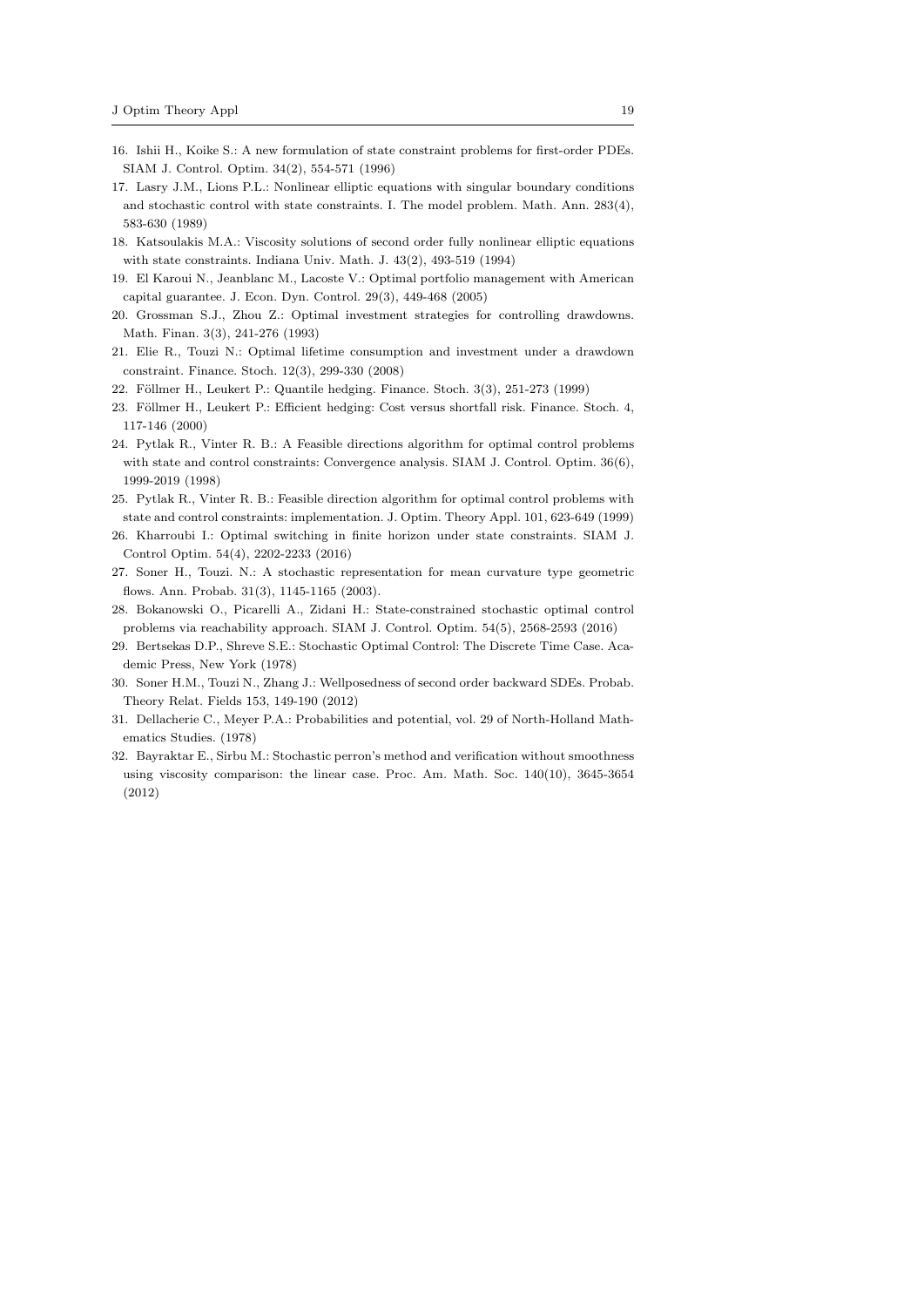16. Ishii H., Koike S.: A new formulation of state constraint problems for first-order PDEs. SIAM J. Control. Optim. 34(2), 554-571 (1996)
17. Lasry J.M., Lions P.L.: Nonlinear elliptic equations with singular boundary conditions and stochastic control with state constraints. I. The model problem. Math. Ann. 283(4), 583-630 (1989)
18. Katsoulakis M.A.: Viscosity solutions of second order fully nonlinear elliptic equations with state constraints. Indiana Univ. Math. J. 43(2), 493-519 (1994)
19. El Karoui N., Jeanblanc M., Lacoste V.: Optimal portfolio management with American capital guarantee. J. Econ. Dyn. Control. 29(3), 449-468 (2005)
20. Grossman S.J., Zhou Z.: Optimal investment strategies for controlling drawdowns. Math. Finan. 3(3), 241-276 (1993)
21. Elie R., Touzi N.: Optimal lifetime consumption and investment under a drawdown constraint. Finance. Stoch. 12(3), 299-330 (2008)
22. Föllmer H., Leukert P.: Quantile hedging. Finance. Stoch. 3(3), 251-273 (1999)
23. Föllmer H., Leukert P.: Efficient hedging: Cost versus shortfall risk. Finance. Stoch. 4, 117-146 (2000)
24. Pytlak R., Vinter R. B.: A Feasible directions algorithm for optimal control problems with state and control constraints: Convergence analysis. SIAM J. Control. Optim. 36(6), 1999-2019 (1998)
25. Pytlak R., Vinter R. B.: Feasible direction algorithm for optimal control problems with state and control constraints: implementation. J. Optim. Theory Appl. 101, 623-649 (1999)
26. Kharroubi I.: Optimal switching in finite horizon under state constraints. SIAM J. Control Optim. 54(4), 2202-2233 (2016)
27. Soner H., Touzi. N.: A stochastic representation for mean curvature type geometric flows. Ann. Probab. 31(3), 1145-1165 (2003).
28. Bokanowski O., Picarelli A., Zidani H.: State-constrained stochastic optimal control problems via reachability approach. SIAM J. Control. Optim. 54(5), 2568-2593 (2016)
29. Bertsekas D.P., Shreve S.E.: Stochastic Optimal Control: The Discrete Time Case. Academic Press, New York (1978)
30. Soner H.M., Touzi N., Zhang J.: Wellposedness of second order backward SDEs. Probab. Theory Relat. Fields 153, 149-190 (2012)
31. Dellacherie C., Meyer P.A.: Probabilities and potential, vol. 29 of North-Holland Mathematics Studies. (1978)
32. Bayraktar E., Sirbu M.: Stochastic perron's method and verification without smoothness using viscosity comparison: the linear case. Proc. Am. Math. Soc. 140(10), 3645-3654 (2012)